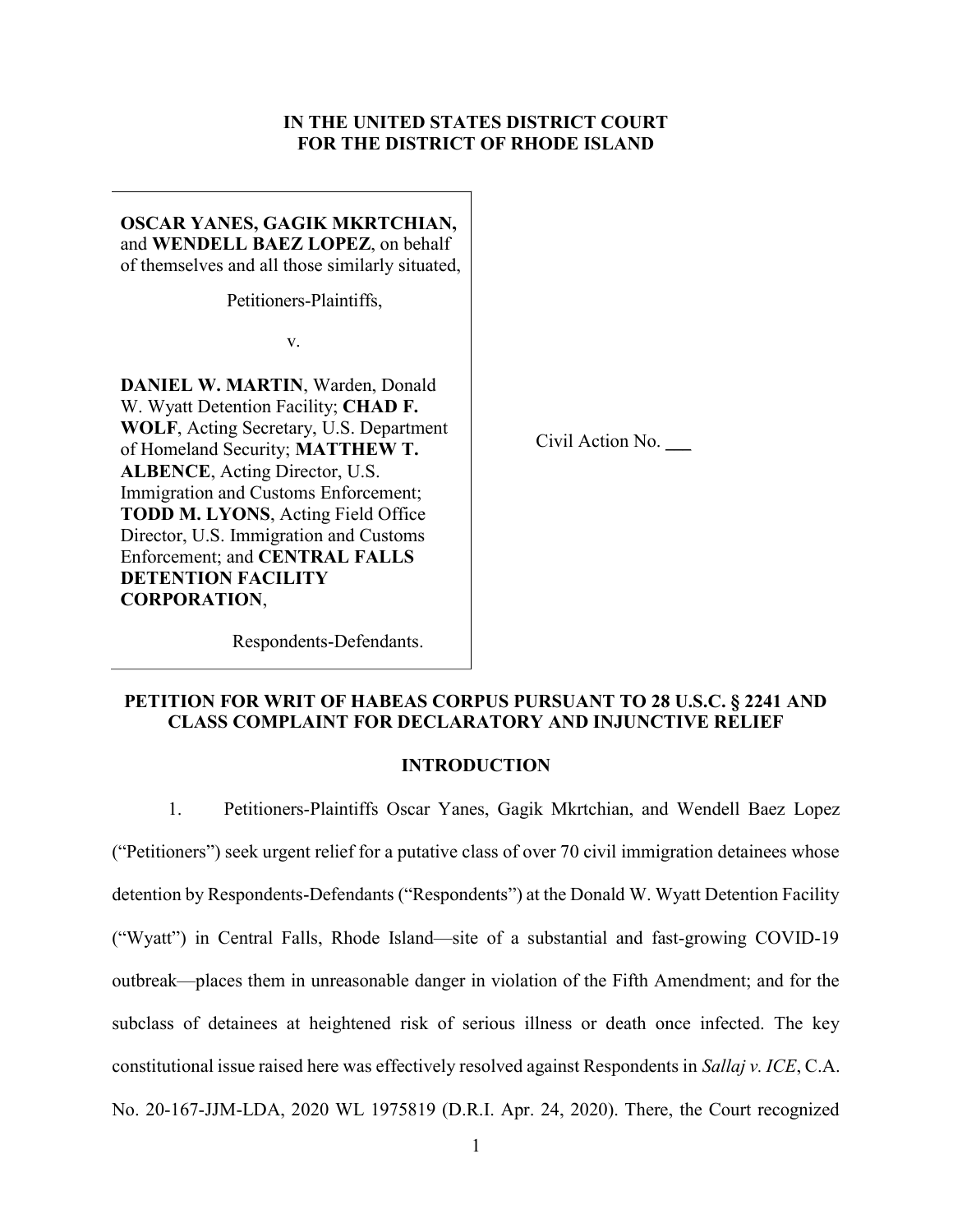**IN THE UNITED STATES DISTRICT COURT**
**FOR THE DISTRICT OF RHODE ISLAND**

**OSCAR YANES, GAGIK MKRTCHIAN,** and **WENDELL BAEZ LOPEZ**, on behalf of themselves and all those similarly situated,

Petitioners-Plaintiffs,

v.

**DANIEL W. MARTIN**, Warden, Donald W. Wyatt Detention Facility; **CHAD F. WOLF**, Acting Secretary, U.S. Department of Homeland Security; **MATTHEW T. ALBENCE**, Acting Director, U.S. Immigration and Customs Enforcement; **TODD M. LYONS**, Acting Field Office Director, U.S. Immigration and Customs Enforcement; and **CENTRAL FALLS DETENTION FACILITY CORPORATION**,

Respondents-Defendants.

Civil Action No. ___

## PETITION FOR WRIT OF HABEAS CORPUS PURSUANT TO 28 U.S.C. § 2241 AND CLASS COMPLAINT FOR DECLARATORY AND INJUNCTIVE RELIEF

## INTRODUCTION

1. Petitioners-Plaintiffs Oscar Yanes, Gagik Mkrtchian, and Wendell Baez Lopez ("Petitioners") seek urgent relief for a putative class of over 70 civil immigration detainees whose detention by Respondents-Defendants ("Respondents") at the Donald W. Wyatt Detention Facility ("Wyatt") in Central Falls, Rhode Island—site of a substantial and fast-growing COVID-19 outbreak—places them in unreasonable danger in violation of the Fifth Amendment; and for the subclass of detainees at heightened risk of serious illness or death once infected. The key constitutional issue raised here was effectively resolved against Respondents in *Sallaj v. ICE*, C.A. No. 20-167-JJM-LDA, 2020 WL 1975819 (D.R.I. Apr. 24, 2020). There, the Court recognized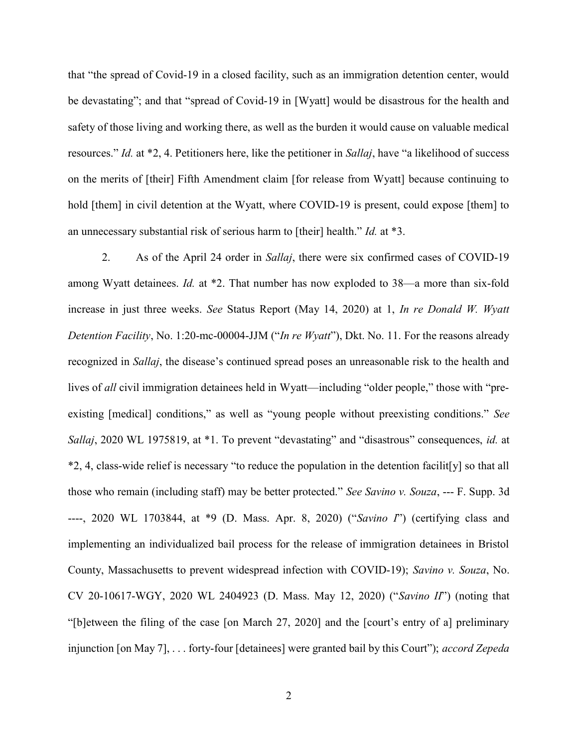that "the spread of Covid-19 in a closed facility, such as an immigration detention center, would be devastating"; and that "spread of Covid-19 in [Wyatt] would be disastrous for the health and safety of those living and working there, as well as the burden it would cause on valuable medical resources." *Id.* at *2, 4. Petitioners here, like the petitioner in *Sallaj*, have "a likelihood of success on the merits of [their] Fifth Amendment claim [for release from Wyatt] because continuing to hold [them] in civil detention at the Wyatt, where COVID-19 is present, could expose [them] to an unnecessary substantial risk of serious harm to [their] health." *Id.* at *3.

2. As of the April 24 order in *Sallaj*, there were six confirmed cases of COVID-19 among Wyatt detainees. *Id.* at *2. That number has now exploded to 38—a more than six-fold increase in just three weeks. *See* Status Report (May 14, 2020) at 1, *In re Donald W. Wyatt Detention Facility*, No. 1:20-mc-00004-JJM ("*In re Wyatt*"), Dkt. No. 11. For the reasons already recognized in *Sallaj*, the disease's continued spread poses an unreasonable risk to the health and lives of *all* civil immigration detainees held in Wyatt—including "older people," those with "pre-existing [medical] conditions," as well as "young people without preexisting conditions." *See Sallaj*, 2020 WL 1975819, at *1. To prevent "devastating" and "disastrous" consequences, *id.* at *2, 4, class-wide relief is necessary "to reduce the population in the detention facilit[y] so that all those who remain (including staff) may be better protected." *See Savino v. Souza*, --- F. Supp. 3d ----, 2020 WL 1703844, at *9 (D. Mass. Apr. 8, 2020) ("*Savino I*") (certifying class and implementing an individualized bail process for the release of immigration detainees in Bristol County, Massachusetts to prevent widespread infection with COVID-19); *Savino v. Souza*, No. CV 20-10617-WGY, 2020 WL 2404923 (D. Mass. May 12, 2020) ("*Savino II*") (noting that "[b]etween the filing of the case [on March 27, 2020] and the [court's entry of a] preliminary injunction [on May 7], . . . forty-four [detainees] were granted bail by this Court"); *accord Zepeda*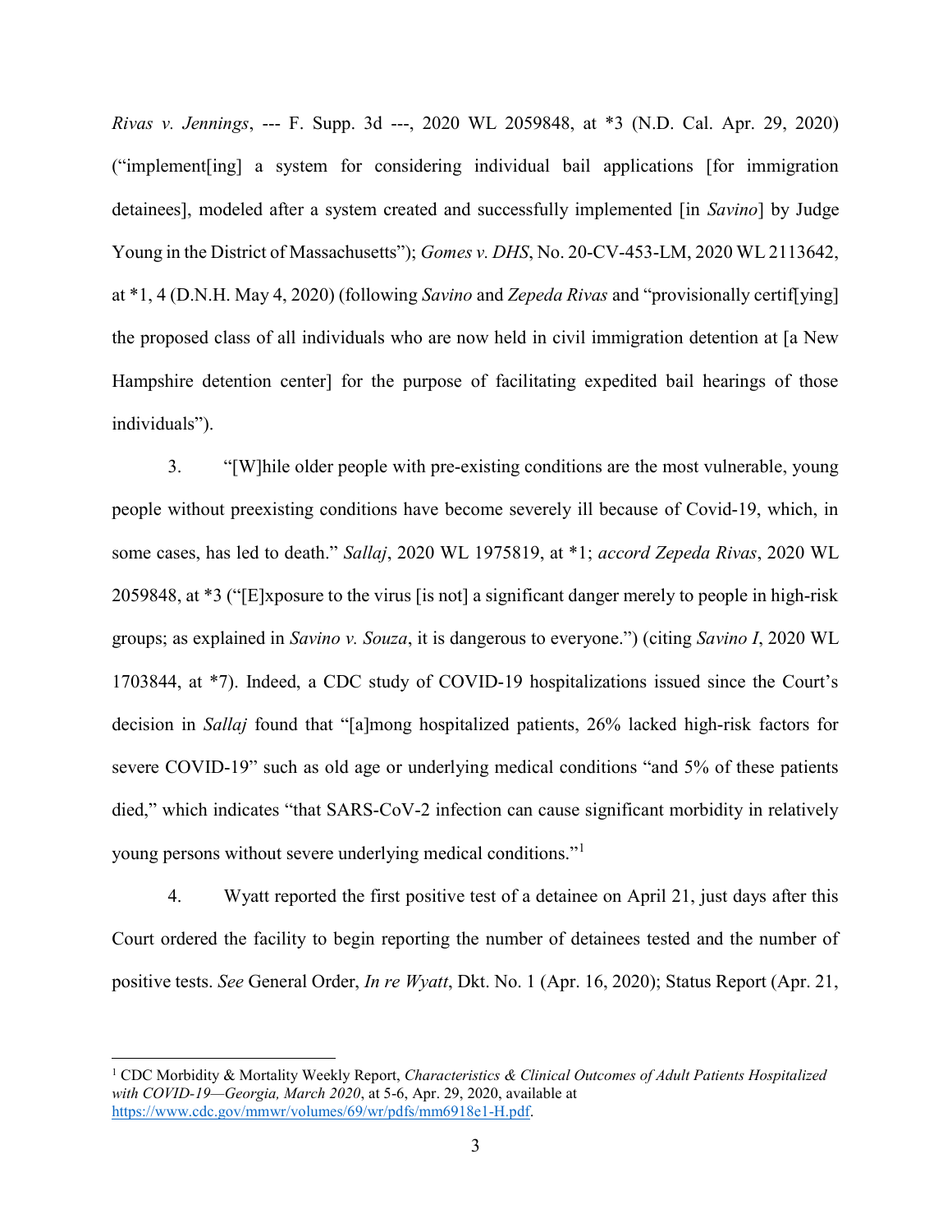*Rivas v. Jennings*, --- F. Supp. 3d ---, 2020 WL 2059848, at *3 (N.D. Cal. Apr. 29, 2020) ("implement[ing] a system for considering individual bail applications [for immigration detainees], modeled after a system created and successfully implemented [in *Savino*] by Judge Young in the District of Massachusetts"); *Gomes v. DHS*, No. 20-CV-453-LM, 2020 WL 2113642, at *1, 4 (D.N.H. May 4, 2020) (following *Savino* and *Zepeda Rivas* and "provisionally certif[ying] the proposed class of all individuals who are now held in civil immigration detention at [a New Hampshire detention center] for the purpose of facilitating expedited bail hearings of those individuals").

3. "[W]hile older people with pre-existing conditions are the most vulnerable, young people without preexisting conditions have become severely ill because of Covid-19, which, in some cases, has led to death." *Sallaj*, 2020 WL 1975819, at *1; *accord Zepeda Rivas*, 2020 WL 2059848, at *3 ("[E]xposure to the virus [is not] a significant danger merely to people in high-risk groups; as explained in *Savino v. Souza*, it is dangerous to everyone.") (citing *Savino I*, 2020 WL 1703844, at *7). Indeed, a CDC study of COVID-19 hospitalizations issued since the Court's decision in *Sallaj* found that "[a]mong hospitalized patients, 26% lacked high-risk factors for severe COVID-19" such as old age or underlying medical conditions "and 5% of these patients died," which indicates "that SARS-CoV-2 infection can cause significant morbidity in relatively young persons without severe underlying medical conditions."[1]

4. Wyatt reported the first positive test of a detainee on April 21, just days after this Court ordered the facility to begin reporting the number of detainees tested and the number of positive tests. *See* General Order, *In re Wyatt*, Dkt. No. 1 (Apr. 16, 2020); Status Report (Apr. 21,

---

[1] CDC Morbidity & Mortality Weekly Report, *Characteristics & Clinical Outcomes of Adult Patients Hospitalized with COVID-19—Georgia, March 2020*, at 5-6, Apr. 29, 2020, available at https://www.cdc.gov/mmwr/volumes/69/wr/pdfs/mm6918e1-H.pdf.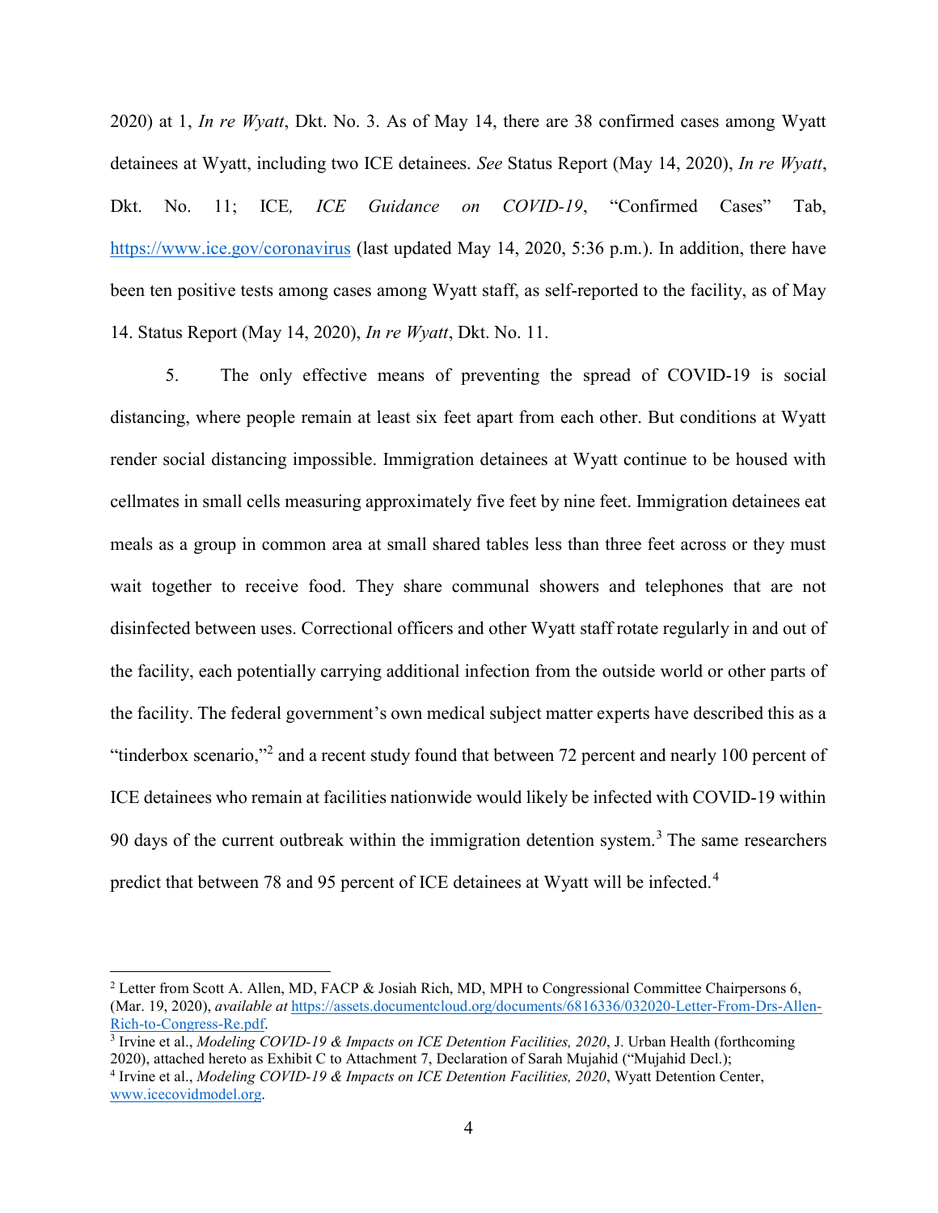2020) at 1, *In re Wyatt*, Dkt. No. 3. As of May 14, there are 38 confirmed cases among Wyatt detainees at Wyatt, including two ICE detainees. *See* Status Report (May 14, 2020), *In re Wyatt*, Dkt. No. 11; ICE, *ICE Guidance on COVID-19*, "Confirmed Cases" Tab, https://www.ice.gov/coronavirus (last updated May 14, 2020, 5:36 p.m.). In addition, there have been ten positive tests among cases among Wyatt staff, as self-reported to the facility, as of May 14. Status Report (May 14, 2020), *In re Wyatt*, Dkt. No. 11.

5. The only effective means of preventing the spread of COVID-19 is social distancing, where people remain at least six feet apart from each other. But conditions at Wyatt render social distancing impossible. Immigration detainees at Wyatt continue to be housed with cellmates in small cells measuring approximately five feet by nine feet. Immigration detainees eat meals as a group in common area at small shared tables less than three feet across or they must wait together to receive food. They share communal showers and telephones that are not disinfected between uses. Correctional officers and other Wyatt staff rotate regularly in and out of the facility, each potentially carrying additional infection from the outside world or other parts of the facility. The federal government's own medical subject matter experts have described this as a "tinderbox scenario,"[2] and a recent study found that between 72 percent and nearly 100 percent of ICE detainees who remain at facilities nationwide would likely be infected with COVID-19 within 90 days of the current outbreak within the immigration detention system.[3] The same researchers predict that between 78 and 95 percent of ICE detainees at Wyatt will be infected.[4]

---

[2] Letter from Scott A. Allen, MD, FACP & Josiah Rich, MD, MPH to Congressional Committee Chairpersons 6, (Mar. 19, 2020), *available at* https://assets.documentcloud.org/documents/6816336/032020-Letter-From-Drs-Allen-Rich-to-Congress-Re.pdf.

[3] Irvine et al., *Modeling COVID-19 & Impacts on ICE Detention Facilities, 2020*, J. Urban Health (forthcoming 2020), attached hereto as Exhibit C to Attachment 7, Declaration of Sarah Mujahid ("Mujahid Decl.);

[4] Irvine et al., *Modeling COVID-19 & Impacts on ICE Detention Facilities, 2020*, Wyatt Detention Center, www.icecovidmodel.org.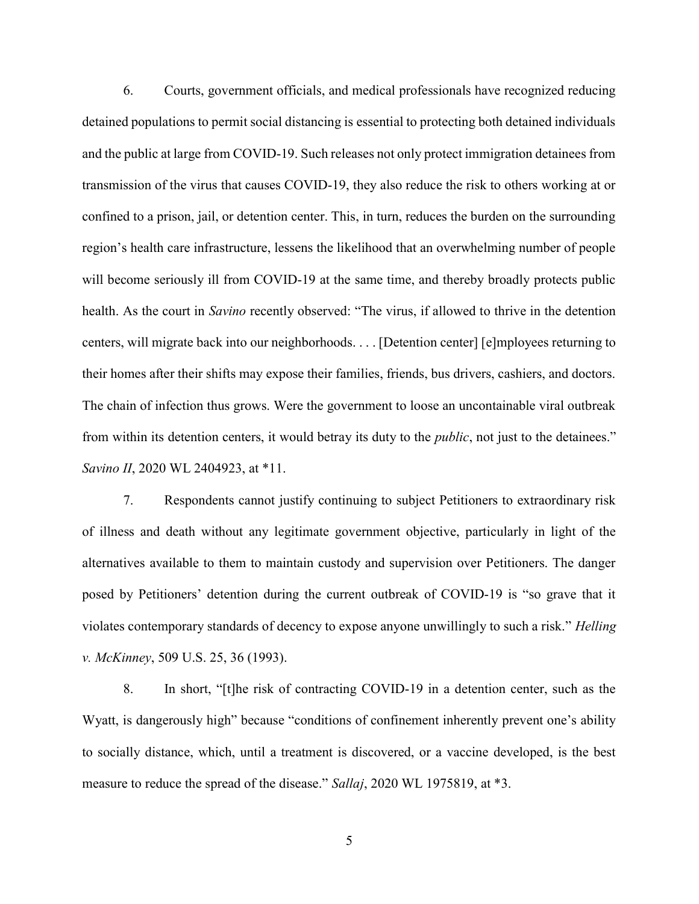6. Courts, government officials, and medical professionals have recognized reducing detained populations to permit social distancing is essential to protecting both detained individuals and the public at large from COVID-19. Such releases not only protect immigration detainees from transmission of the virus that causes COVID-19, they also reduce the risk to others working at or confined to a prison, jail, or detention center. This, in turn, reduces the burden on the surrounding region's health care infrastructure, lessens the likelihood that an overwhelming number of people will become seriously ill from COVID-19 at the same time, and thereby broadly protects public health. As the court in *Savino* recently observed: "The virus, if allowed to thrive in the detention centers, will migrate back into our neighborhoods. . . . [Detention center] [e]mployees returning to their homes after their shifts may expose their families, friends, bus drivers, cashiers, and doctors. The chain of infection thus grows. Were the government to loose an uncontainable viral outbreak from within its detention centers, it would betray its duty to the *public*, not just to the detainees." *Savino II*, 2020 WL 2404923, at *11.

7. Respondents cannot justify continuing to subject Petitioners to extraordinary risk of illness and death without any legitimate government objective, particularly in light of the alternatives available to them to maintain custody and supervision over Petitioners. The danger posed by Petitioners' detention during the current outbreak of COVID-19 is "so grave that it violates contemporary standards of decency to expose anyone unwillingly to such a risk." *Helling v. McKinney*, 509 U.S. 25, 36 (1993).

8. In short, "[t]he risk of contracting COVID-19 in a detention center, such as the Wyatt, is dangerously high" because "conditions of confinement inherently prevent one's ability to socially distance, which, until a treatment is discovered, or a vaccine developed, is the best measure to reduce the spread of the disease." *Sallaj*, 2020 WL 1975819, at *3.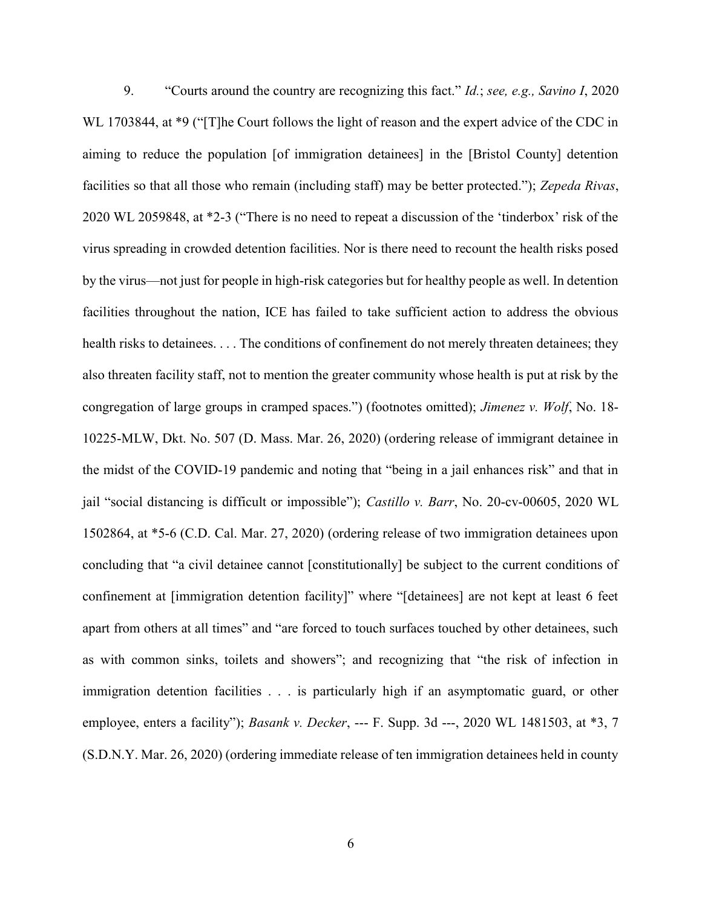9. "Courts around the country are recognizing this fact." *Id.*; *see, e.g., Savino I*, 2020 WL 1703844, at *9 ("[T]he Court follows the light of reason and the expert advice of the CDC in aiming to reduce the population [of immigration detainees] in the [Bristol County] detention facilities so that all those who remain (including staff) may be better protected."); *Zepeda Rivas*, 2020 WL 2059848, at *2-3 ("There is no need to repeat a discussion of the 'tinderbox' risk of the virus spreading in crowded detention facilities. Nor is there need to recount the health risks posed by the virus—not just for people in high-risk categories but for healthy people as well. In detention facilities throughout the nation, ICE has failed to take sufficient action to address the obvious health risks to detainees. . . . The conditions of confinement do not merely threaten detainees; they also threaten facility staff, not to mention the greater community whose health is put at risk by the congregation of large groups in cramped spaces.") (footnotes omitted); *Jimenez v. Wolf*, No. 18-10225-MLW, Dkt. No. 507 (D. Mass. Mar. 26, 2020) (ordering release of immigrant detainee in the midst of the COVID-19 pandemic and noting that "being in a jail enhances risk" and that in jail "social distancing is difficult or impossible"); *Castillo v. Barr*, No. 20-cv-00605, 2020 WL 1502864, at *5-6 (C.D. Cal. Mar. 27, 2020) (ordering release of two immigration detainees upon concluding that "a civil detainee cannot [constitutionally] be subject to the current conditions of confinement at [immigration detention facility]" where "[detainees] are not kept at least 6 feet apart from others at all times" and "are forced to touch surfaces touched by other detainees, such as with common sinks, toilets and showers"; and recognizing that "the risk of infection in immigration detention facilities . . . is particularly high if an asymptomatic guard, or other employee, enters a facility"); *Basank v. Decker*, --- F. Supp. 3d ---, 2020 WL 1481503, at *3, 7 (S.D.N.Y. Mar. 26, 2020) (ordering immediate release of ten immigration detainees held in county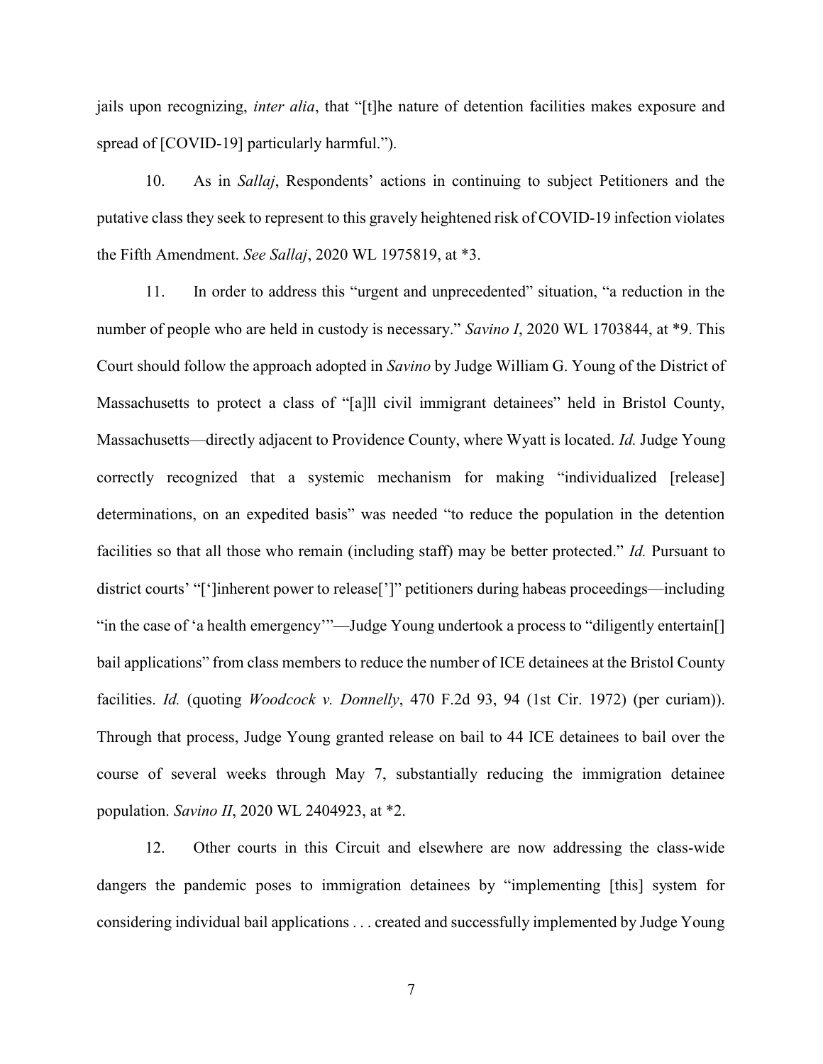jails upon recognizing, *inter alia*, that "[t]he nature of detention facilities makes exposure and spread of [COVID-19] particularly harmful.").

10. As in *Sallaj*, Respondents' actions in continuing to subject Petitioners and the putative class they seek to represent to this gravely heightened risk of COVID-19 infection violates the Fifth Amendment. *See Sallaj*, 2020 WL 1975819, at *3.

11. In order to address this "urgent and unprecedented" situation, "a reduction in the number of people who are held in custody is necessary." *Savino I*, 2020 WL 1703844, at *9. This Court should follow the approach adopted in *Savino* by Judge William G. Young of the District of Massachusetts to protect a class of "[a]ll civil immigrant detainees" held in Bristol County, Massachusetts—directly adjacent to Providence County, where Wyatt is located. *Id.* Judge Young correctly recognized that a systemic mechanism for making "individualized [release] determinations, on an expedited basis" was needed "to reduce the population in the detention facilities so that all those who remain (including staff) may be better protected." *Id.* Pursuant to district courts' "[']inherent power to release[']" petitioners during habeas proceedings—including "in the case of 'a health emergency'"—Judge Young undertook a process to "diligently entertain[] bail applications" from class members to reduce the number of ICE detainees at the Bristol County facilities. *Id.* (quoting *Woodcock v. Donnelly*, 470 F.2d 93, 94 (1st Cir. 1972) (per curiam)). Through that process, Judge Young granted release on bail to 44 ICE detainees to bail over the course of several weeks through May 7, substantially reducing the immigration detainee population. *Savino II*, 2020 WL 2404923, at *2.

12. Other courts in this Circuit and elsewhere are now addressing the class-wide dangers the pandemic poses to immigration detainees by "implementing [this] system for considering individual bail applications . . . created and successfully implemented by Judge Young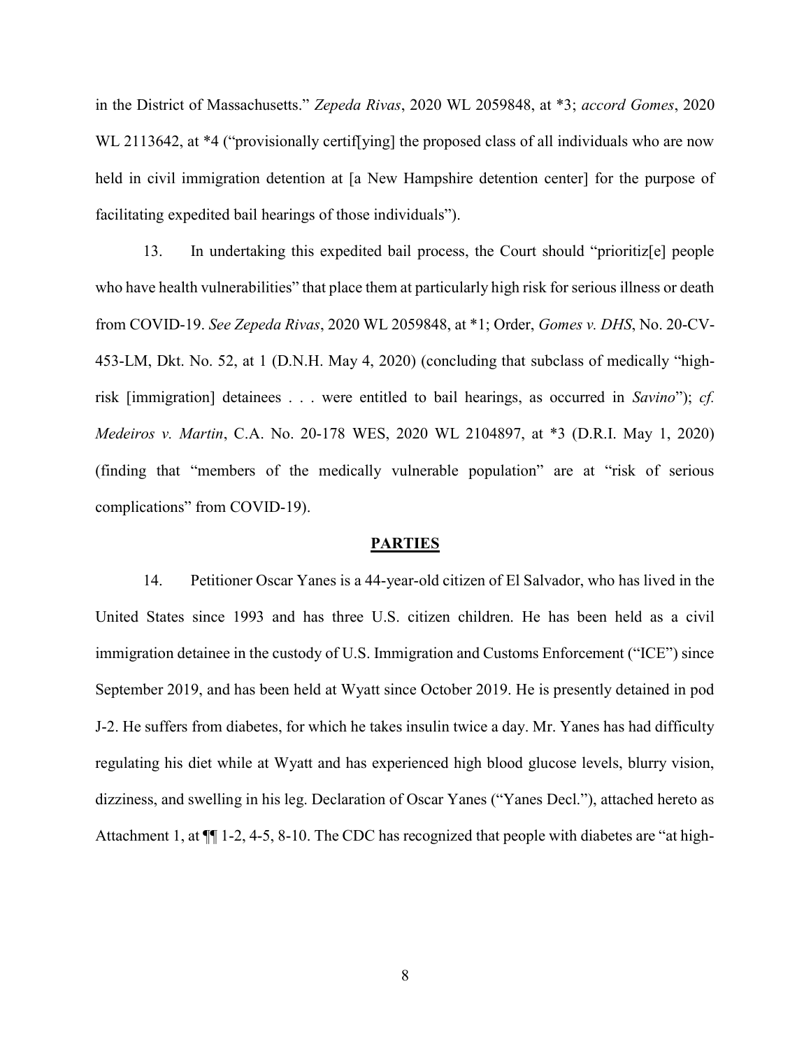in the District of Massachusetts." *Zepeda Rivas*, 2020 WL 2059848, at *3; *accord Gomes*, 2020 WL 2113642, at *4 ("provisionally certif[ying] the proposed class of all individuals who are now held in civil immigration detention at [a New Hampshire detention center] for the purpose of facilitating expedited bail hearings of those individuals").

13. In undertaking this expedited bail process, the Court should "prioritiz[e] people who have health vulnerabilities" that place them at particularly high risk for serious illness or death from COVID-19. *See Zepeda Rivas*, 2020 WL 2059848, at *1; Order, *Gomes v. DHS*, No. 20-CV-453-LM, Dkt. No. 52, at 1 (D.N.H. May 4, 2020) (concluding that subclass of medically "high-risk [immigration] detainees . . . were entitled to bail hearings, as occurred in *Savino*"); *cf. Medeiros v. Martin*, C.A. No. 20-178 WES, 2020 WL 2104897, at *3 (D.R.I. May 1, 2020) (finding that "members of the medically vulnerable population" are at "risk of serious complications" from COVID-19).

## PARTIES

14. Petitioner Oscar Yanes is a 44-year-old citizen of El Salvador, who has lived in the United States since 1993 and has three U.S. citizen children. He has been held as a civil immigration detainee in the custody of U.S. Immigration and Customs Enforcement ("ICE") since September 2019, and has been held at Wyatt since October 2019. He is presently detained in pod J-2. He suffers from diabetes, for which he takes insulin twice a day. Mr. Yanes has had difficulty regulating his diet while at Wyatt and has experienced high blood glucose levels, blurry vision, dizziness, and swelling in his leg. Declaration of Oscar Yanes ("Yanes Decl."), attached hereto as Attachment 1, at ¶¶ 1-2, 4-5, 8-10. The CDC has recognized that people with diabetes are "at high-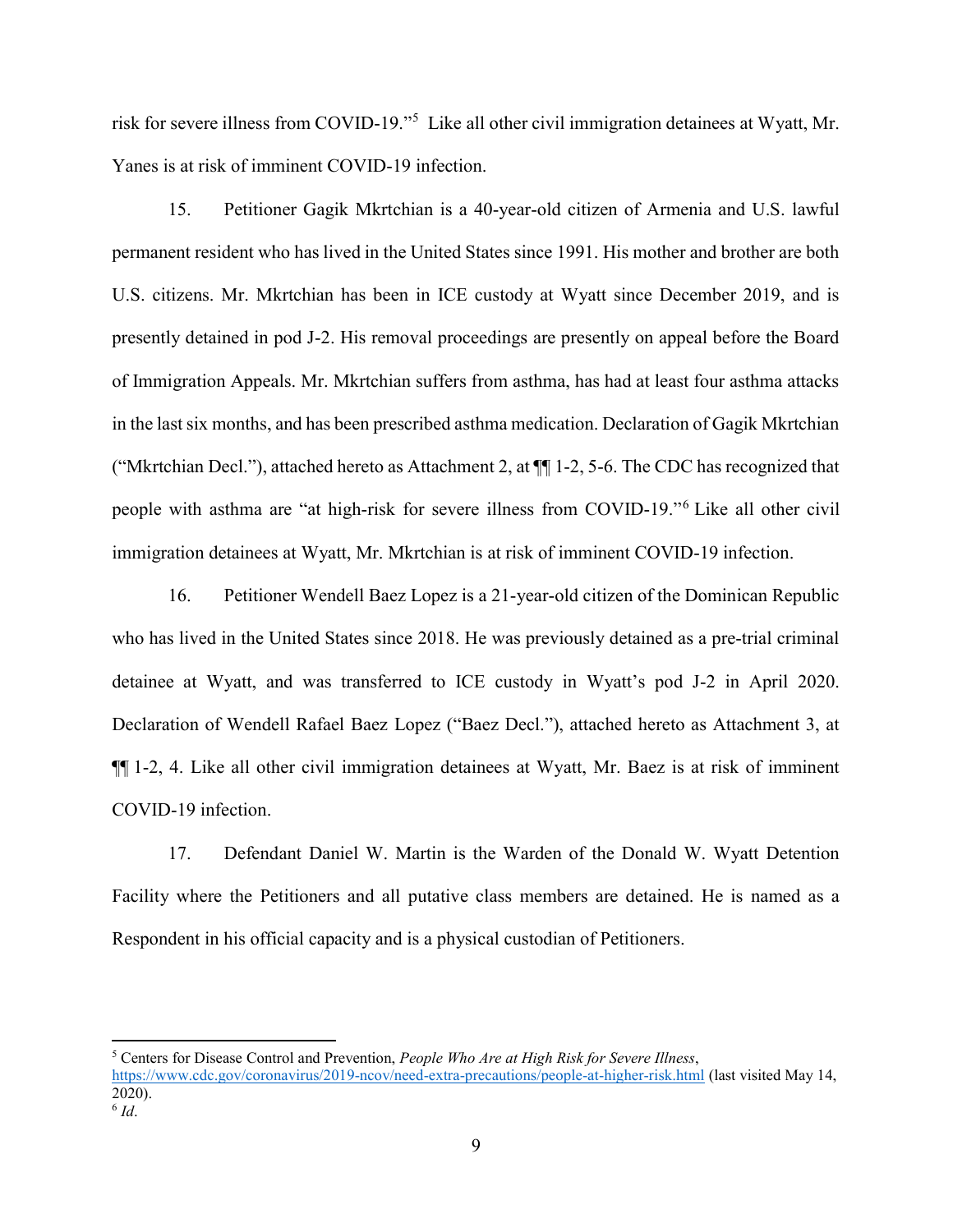risk for severe illness from COVID-19."[5] Like all other civil immigration detainees at Wyatt, Mr. Yanes is at risk of imminent COVID-19 infection.

15. Petitioner Gagik Mkrtchian is a 40-year-old citizen of Armenia and U.S. lawful permanent resident who has lived in the United States since 1991. His mother and brother are both U.S. citizens. Mr. Mkrtchian has been in ICE custody at Wyatt since December 2019, and is presently detained in pod J-2. His removal proceedings are presently on appeal before the Board of Immigration Appeals. Mr. Mkrtchian suffers from asthma, has had at least four asthma attacks in the last six months, and has been prescribed asthma medication. Declaration of Gagik Mkrtchian ("Mkrtchian Decl."), attached hereto as Attachment 2, at ¶¶ 1-2, 5-6. The CDC has recognized that people with asthma are "at high-risk for severe illness from COVID-19."[6] Like all other civil immigration detainees at Wyatt, Mr. Mkrtchian is at risk of imminent COVID-19 infection.

16. Petitioner Wendell Baez Lopez is a 21-year-old citizen of the Dominican Republic who has lived in the United States since 2018. He was previously detained as a pre-trial criminal detainee at Wyatt, and was transferred to ICE custody in Wyatt's pod J-2 in April 2020. Declaration of Wendell Rafael Baez Lopez ("Baez Decl."), attached hereto as Attachment 3, at ¶¶ 1-2, 4. Like all other civil immigration detainees at Wyatt, Mr. Baez is at risk of imminent COVID-19 infection.

17. Defendant Daniel W. Martin is the Warden of the Donald W. Wyatt Detention Facility where the Petitioners and all putative class members are detained. He is named as a Respondent in his official capacity and is a physical custodian of Petitioners.

---

[5] Centers for Disease Control and Prevention, *People Who Are at High Risk for Severe Illness*, https://www.cdc.gov/coronavirus/2019-ncov/need-extra-precautions/people-at-higher-risk.html (last visited May 14, 2020).

[6] *Id*.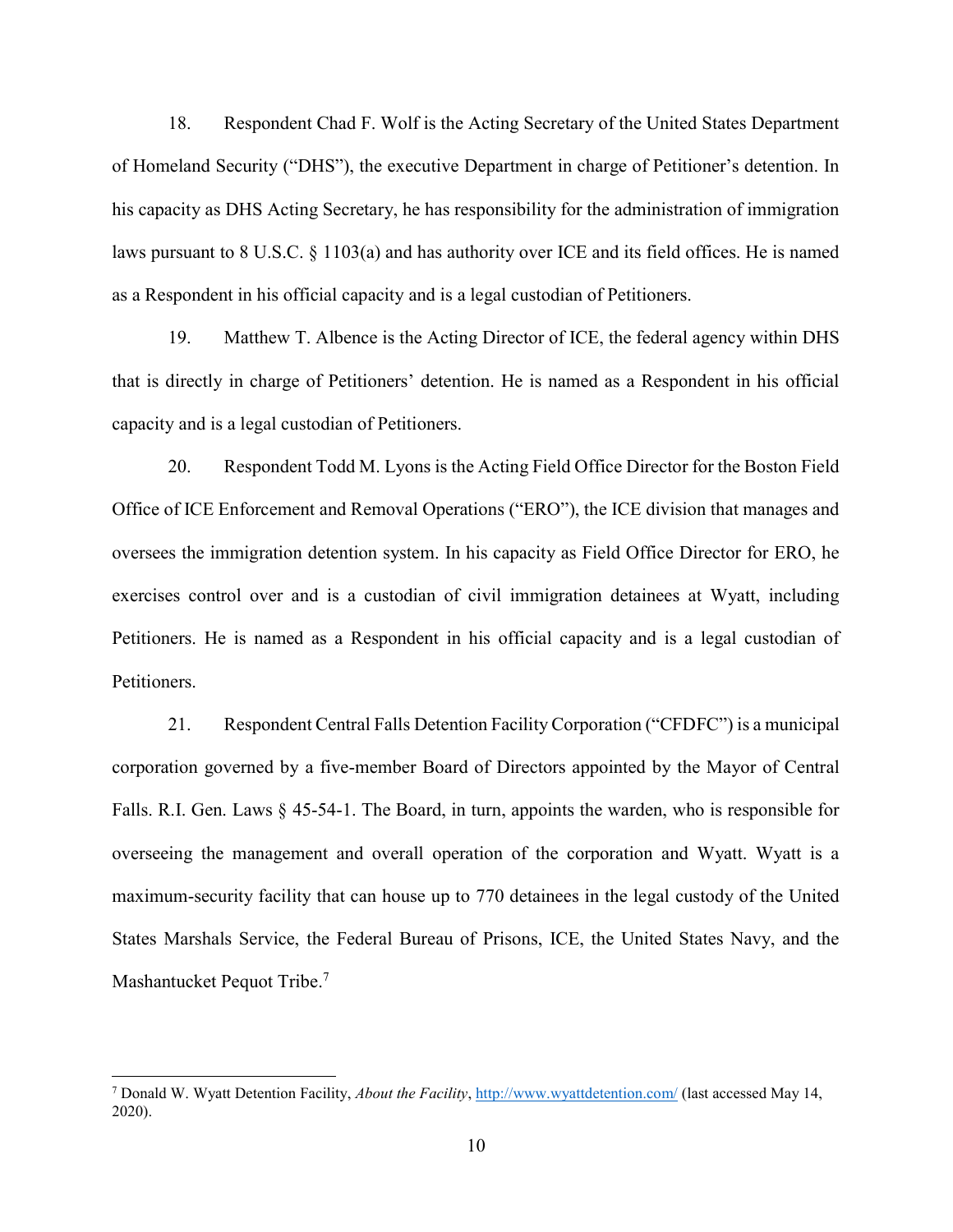18. Respondent Chad F. Wolf is the Acting Secretary of the United States Department of Homeland Security ("DHS"), the executive Department in charge of Petitioner's detention. In his capacity as DHS Acting Secretary, he has responsibility for the administration of immigration laws pursuant to 8 U.S.C. § 1103(a) and has authority over ICE and its field offices. He is named as a Respondent in his official capacity and is a legal custodian of Petitioners.

19. Matthew T. Albence is the Acting Director of ICE, the federal agency within DHS that is directly in charge of Petitioners' detention. He is named as a Respondent in his official capacity and is a legal custodian of Petitioners.

20. Respondent Todd M. Lyons is the Acting Field Office Director for the Boston Field Office of ICE Enforcement and Removal Operations ("ERO"), the ICE division that manages and oversees the immigration detention system. In his capacity as Field Office Director for ERO, he exercises control over and is a custodian of civil immigration detainees at Wyatt, including Petitioners. He is named as a Respondent in his official capacity and is a legal custodian of Petitioners.

21. Respondent Central Falls Detention Facility Corporation ("CFDFC") is a municipal corporation governed by a five-member Board of Directors appointed by the Mayor of Central Falls. R.I. Gen. Laws § 45-54-1. The Board, in turn, appoints the warden, who is responsible for overseeing the management and overall operation of the corporation and Wyatt. Wyatt is a maximum-security facility that can house up to 770 detainees in the legal custody of the United States Marshals Service, the Federal Bureau of Prisons, ICE, the United States Navy, and the Mashantucket Pequot Tribe.[7]

---

[7] Donald W. Wyatt Detention Facility, *About the Facility*, http://www.wyattdetention.com/ (last accessed May 14, 2020).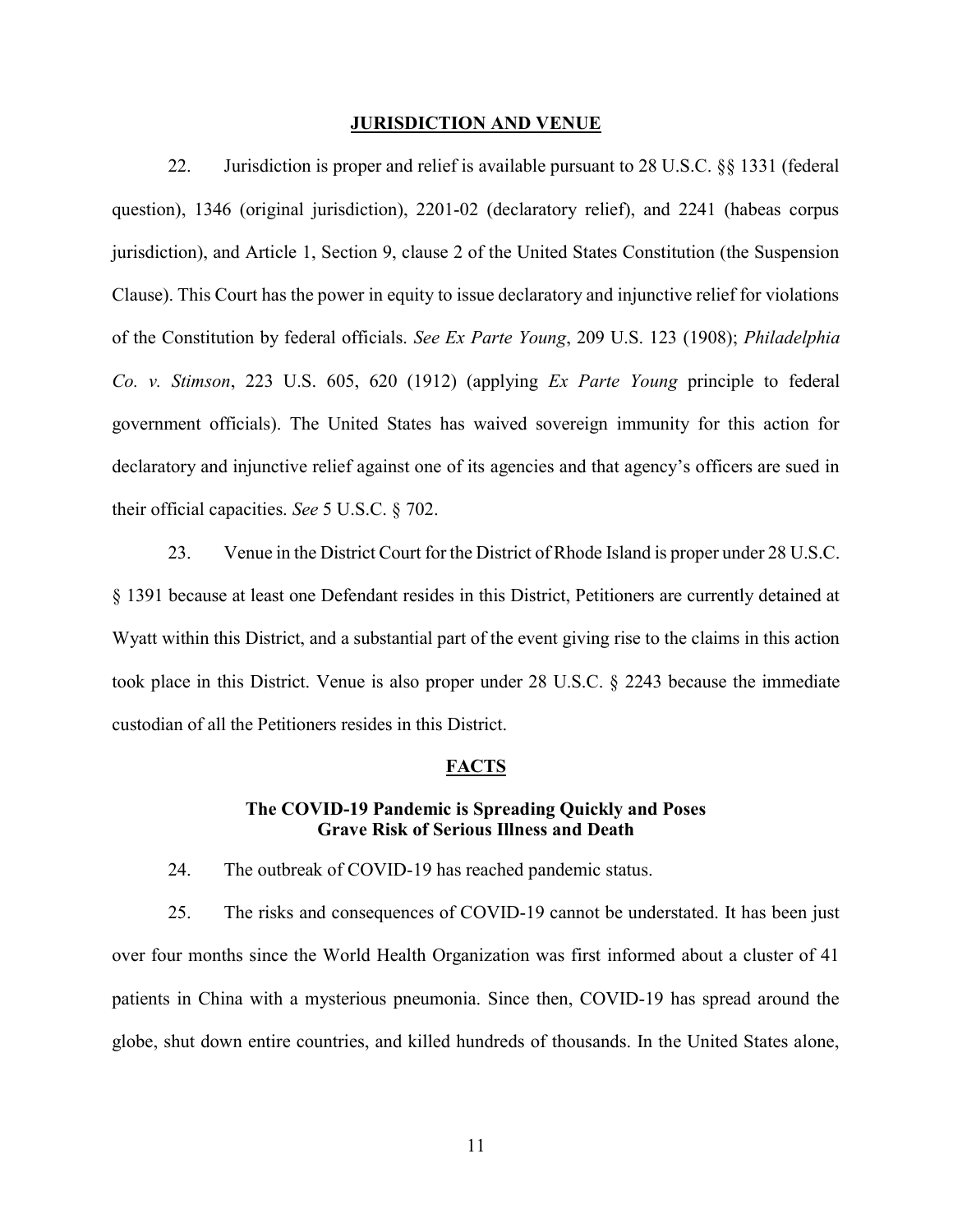## JURISDICTION AND VENUE

22. Jurisdiction is proper and relief is available pursuant to 28 U.S.C. §§ 1331 (federal question), 1346 (original jurisdiction), 2201-02 (declaratory relief), and 2241 (habeas corpus jurisdiction), and Article 1, Section 9, clause 2 of the United States Constitution (the Suspension Clause). This Court has the power in equity to issue declaratory and injunctive relief for violations of the Constitution by federal officials. *See Ex Parte Young*, 209 U.S. 123 (1908); *Philadelphia Co. v. Stimson*, 223 U.S. 605, 620 (1912) (applying *Ex Parte Young* principle to federal government officials). The United States has waived sovereign immunity for this action for declaratory and injunctive relief against one of its agencies and that agency's officers are sued in their official capacities. *See* 5 U.S.C. § 702.

23. Venue in the District Court for the District of Rhode Island is proper under 28 U.S.C. § 1391 because at least one Defendant resides in this District, Petitioners are currently detained at Wyatt within this District, and a substantial part of the event giving rise to the claims in this action took place in this District. Venue is also proper under 28 U.S.C. § 2243 because the immediate custodian of all the Petitioners resides in this District.

## FACTS

### The COVID-19 Pandemic is Spreading Quickly and Poses Grave Risk of Serious Illness and Death

24. The outbreak of COVID-19 has reached pandemic status.

25. The risks and consequences of COVID-19 cannot be understated. It has been just over four months since the World Health Organization was first informed about a cluster of 41 patients in China with a mysterious pneumonia. Since then, COVID-19 has spread around the globe, shut down entire countries, and killed hundreds of thousands. In the United States alone,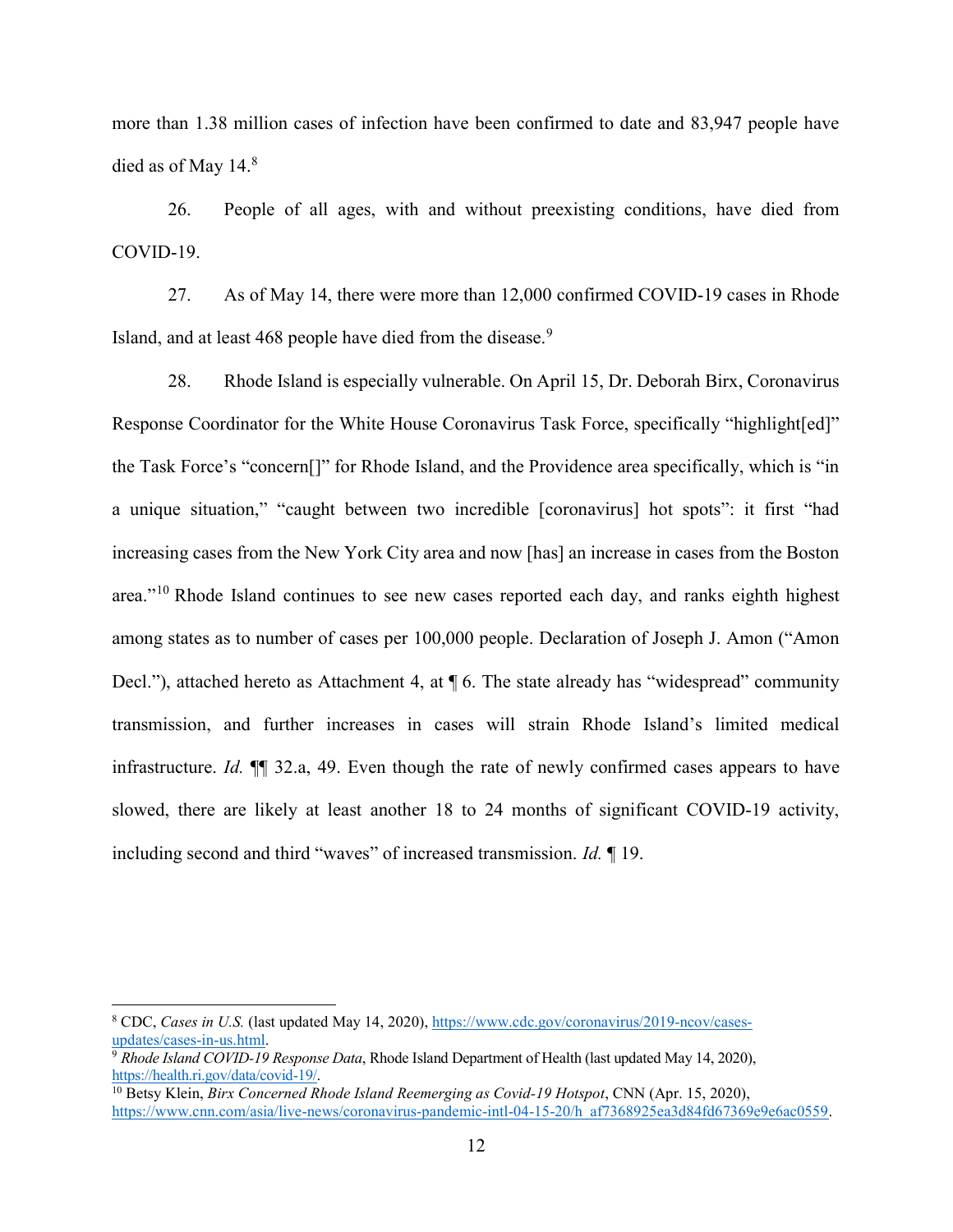more than 1.38 million cases of infection have been confirmed to date and 83,947 people have died as of May 14.[8]

26. People of all ages, with and without preexisting conditions, have died from COVID-19.

27. As of May 14, there were more than 12,000 confirmed COVID-19 cases in Rhode Island, and at least 468 people have died from the disease.[9]

28. Rhode Island is especially vulnerable. On April 15, Dr. Deborah Birx, Coronavirus Response Coordinator for the White House Coronavirus Task Force, specifically "highlight[ed]" the Task Force's "concern[]" for Rhode Island, and the Providence area specifically, which is "in a unique situation," "caught between two incredible [coronavirus] hot spots": it first "had increasing cases from the New York City area and now [has] an increase in cases from the Boston area."[10] Rhode Island continues to see new cases reported each day, and ranks eighth highest among states as to number of cases per 100,000 people. Declaration of Joseph J. Amon ("Amon Decl."), attached hereto as Attachment 4, at ¶ 6. The state already has "widespread" community transmission, and further increases in cases will strain Rhode Island's limited medical infrastructure. *Id.* ¶¶ 32.a, 49. Even though the rate of newly confirmed cases appears to have slowed, there are likely at least another 18 to 24 months of significant COVID-19 activity, including second and third "waves" of increased transmission. *Id.* ¶ 19.

---

[8] CDC, *Cases in U.S.* (last updated May 14, 2020), https://www.cdc.gov/coronavirus/2019-ncov/cases-updates/cases-in-us.html.

[9] *Rhode Island COVID-19 Response Data*, Rhode Island Department of Health (last updated May 14, 2020), https://health.ri.gov/data/covid-19/.

[10] Betsy Klein, *Birx Concerned Rhode Island Reemerging as Covid-19 Hotspot*, CNN (Apr. 15, 2020), https://www.cnn.com/asia/live-news/coronavirus-pandemic-intl-04-15-20/h_af7368925ea3d84fd67369e9e6ac0559.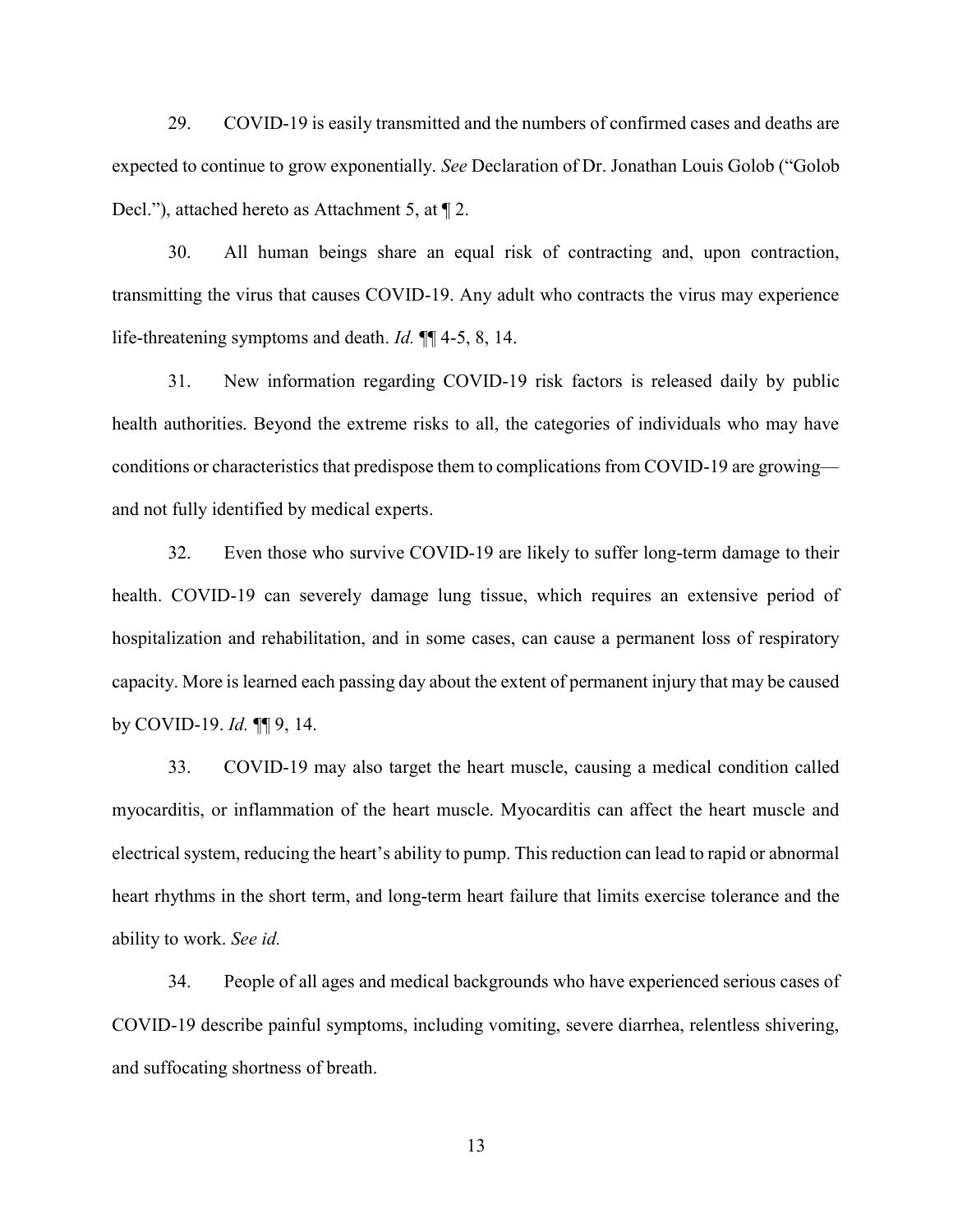29. COVID-19 is easily transmitted and the numbers of confirmed cases and deaths are expected to continue to grow exponentially. *See* Declaration of Dr. Jonathan Louis Golob ("Golob Decl."), attached hereto as Attachment 5, at ¶ 2.

30. All human beings share an equal risk of contracting and, upon contraction, transmitting the virus that causes COVID-19. Any adult who contracts the virus may experience life-threatening symptoms and death. *Id.* ¶¶ 4-5, 8, 14.

31. New information regarding COVID-19 risk factors is released daily by public health authorities. Beyond the extreme risks to all, the categories of individuals who may have conditions or characteristics that predispose them to complications from COVID-19 are growing—and not fully identified by medical experts.

32. Even those who survive COVID-19 are likely to suffer long-term damage to their health. COVID-19 can severely damage lung tissue, which requires an extensive period of hospitalization and rehabilitation, and in some cases, can cause a permanent loss of respiratory capacity. More is learned each passing day about the extent of permanent injury that may be caused by COVID-19. *Id.* ¶¶ 9, 14.

33. COVID-19 may also target the heart muscle, causing a medical condition called myocarditis, or inflammation of the heart muscle. Myocarditis can affect the heart muscle and electrical system, reducing the heart's ability to pump. This reduction can lead to rapid or abnormal heart rhythms in the short term, and long-term heart failure that limits exercise tolerance and the ability to work. *See id.*

34. People of all ages and medical backgrounds who have experienced serious cases of COVID-19 describe painful symptoms, including vomiting, severe diarrhea, relentless shivering, and suffocating shortness of breath.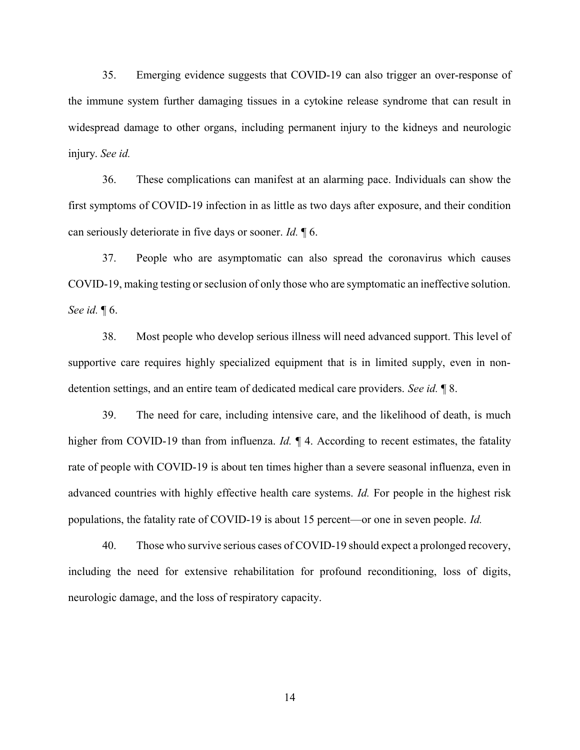35. Emerging evidence suggests that COVID-19 can also trigger an over-response of the immune system further damaging tissues in a cytokine release syndrome that can result in widespread damage to other organs, including permanent injury to the kidneys and neurologic injury. *See id.*

36. These complications can manifest at an alarming pace. Individuals can show the first symptoms of COVID-19 infection in as little as two days after exposure, and their condition can seriously deteriorate in five days or sooner. *Id.* ¶ 6.

37. People who are asymptomatic can also spread the coronavirus which causes COVID-19, making testing or seclusion of only those who are symptomatic an ineffective solution. *See id.* ¶ 6.

38. Most people who develop serious illness will need advanced support. This level of supportive care requires highly specialized equipment that is in limited supply, even in non-detention settings, and an entire team of dedicated medical care providers. *See id.* ¶ 8.

39. The need for care, including intensive care, and the likelihood of death, is much higher from COVID-19 than from influenza. *Id.* ¶ 4. According to recent estimates, the fatality rate of people with COVID-19 is about ten times higher than a severe seasonal influenza, even in advanced countries with highly effective health care systems. *Id.* For people in the highest risk populations, the fatality rate of COVID-19 is about 15 percent—or one in seven people. *Id.*

40. Those who survive serious cases of COVID-19 should expect a prolonged recovery, including the need for extensive rehabilitation for profound reconditioning, loss of digits, neurologic damage, and the loss of respiratory capacity.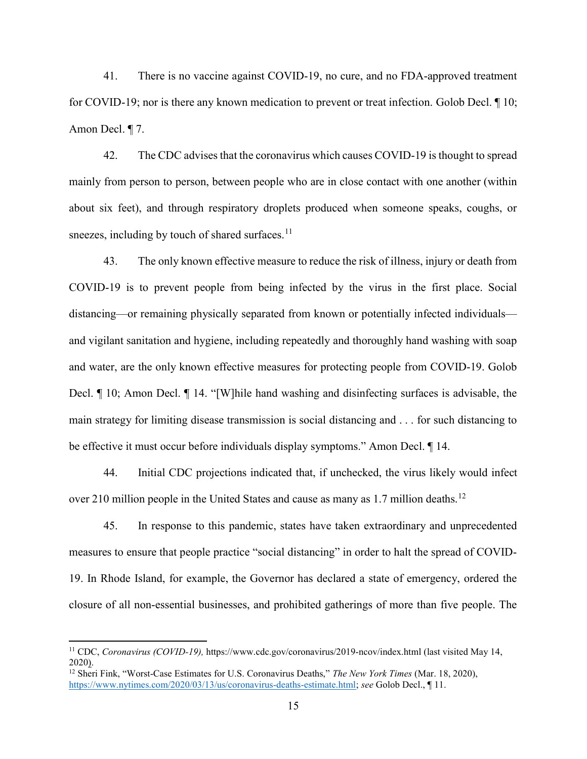41. There is no vaccine against COVID-19, no cure, and no FDA-approved treatment for COVID-19; nor is there any known medication to prevent or treat infection. Golob Decl. ¶ 10; Amon Decl. ¶ 7.

42. The CDC advises that the coronavirus which causes COVID-19 is thought to spread mainly from person to person, between people who are in close contact with one another (within about six feet), and through respiratory droplets produced when someone speaks, coughs, or sneezes, including by touch of shared surfaces.[11]

43. The only known effective measure to reduce the risk of illness, injury or death from COVID-19 is to prevent people from being infected by the virus in the first place. Social distancing—or remaining physically separated from known or potentially infected individuals—and vigilant sanitation and hygiene, including repeatedly and thoroughly hand washing with soap and water, are the only known effective measures for protecting people from COVID-19. Golob Decl. ¶ 10; Amon Decl. ¶ 14. "[W]hile hand washing and disinfecting surfaces is advisable, the main strategy for limiting disease transmission is social distancing and . . . for such distancing to be effective it must occur before individuals display symptoms." Amon Decl. ¶ 14.

44. Initial CDC projections indicated that, if unchecked, the virus likely would infect over 210 million people in the United States and cause as many as 1.7 million deaths.[12]

45. In response to this pandemic, states have taken extraordinary and unprecedented measures to ensure that people practice "social distancing" in order to halt the spread of COVID-19. In Rhode Island, for example, the Governor has declared a state of emergency, ordered the closure of all non-essential businesses, and prohibited gatherings of more than five people. The

---

[11] CDC, *Coronavirus (COVID-19),* https://www.cdc.gov/coronavirus/2019-ncov/index.html (last visited May 14, 2020).

[12] Sheri Fink, "Worst-Case Estimates for U.S. Coronavirus Deaths," *The New York Times* (Mar. 18, 2020), https://www.nytimes.com/2020/03/13/us/coronavirus-deaths-estimate.html; *see* Golob Decl., ¶ 11.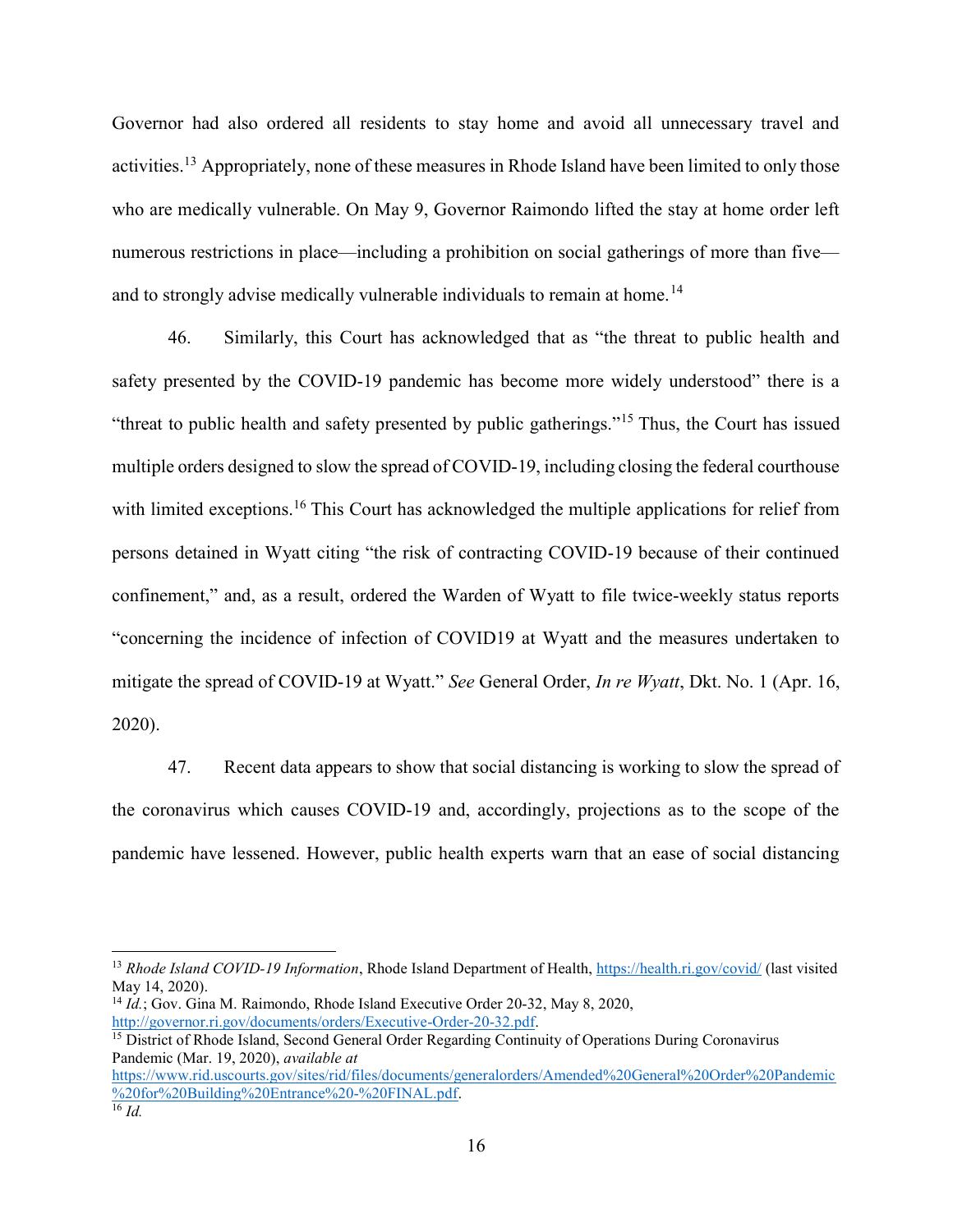Governor had also ordered all residents to stay home and avoid all unnecessary travel and activities.[13] Appropriately, none of these measures in Rhode Island have been limited to only those who are medically vulnerable. On May 9, Governor Raimondo lifted the stay at home order left numerous restrictions in place—including a prohibition on social gatherings of more than five—and to strongly advise medically vulnerable individuals to remain at home.[14]

46. Similarly, this Court has acknowledged that as "the threat to public health and safety presented by the COVID-19 pandemic has become more widely understood" there is a "threat to public health and safety presented by public gatherings."[15] Thus, the Court has issued multiple orders designed to slow the spread of COVID-19, including closing the federal courthouse with limited exceptions.[16] This Court has acknowledged the multiple applications for relief from persons detained in Wyatt citing "the risk of contracting COVID-19 because of their continued confinement," and, as a result, ordered the Warden of Wyatt to file twice-weekly status reports "concerning the incidence of infection of COVID19 at Wyatt and the measures undertaken to mitigate the spread of COVID-19 at Wyatt." *See* General Order, *In re Wyatt*, Dkt. No. 1 (Apr. 16, 2020).

47. Recent data appears to show that social distancing is working to slow the spread of the coronavirus which causes COVID-19 and, accordingly, projections as to the scope of the pandemic have lessened. However, public health experts warn that an ease of social distancing

---

[13] *Rhode Island COVID-19 Information*, Rhode Island Department of Health, https://health.ri.gov/covid/ (last visited May 14, 2020).

[14] *Id.*; Gov. Gina M. Raimondo, Rhode Island Executive Order 20-32, May 8, 2020, http://governor.ri.gov/documents/orders/Executive-Order-20-32.pdf.

[15] District of Rhode Island, Second General Order Regarding Continuity of Operations During Coronavirus Pandemic (Mar. 19, 2020), *available at* https://www.rid.uscourts.gov/sites/rid/files/documents/generalorders/Amended%20General%20Order%20Pandemic%20for%20Building%20Entrance%20-%20FINAL.pdf.

[16] *Id.*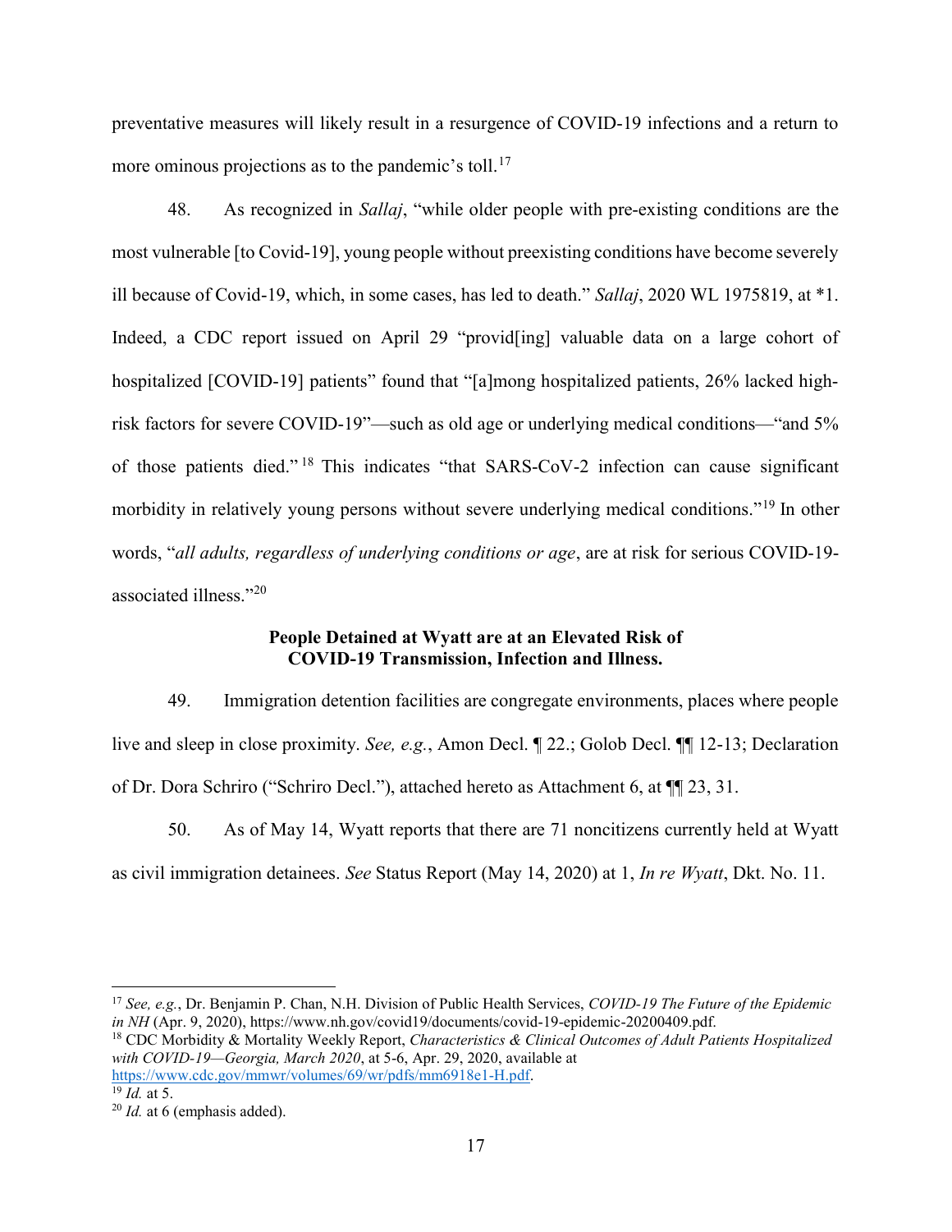preventative measures will likely result in a resurgence of COVID-19 infections and a return to more ominous projections as to the pandemic's toll.[17]

48. As recognized in *Sallaj*, "while older people with pre-existing conditions are the most vulnerable [to Covid-19], young people without preexisting conditions have become severely ill because of Covid-19, which, in some cases, has led to death." *Sallaj*, 2020 WL 1975819, at *1. Indeed, a CDC report issued on April 29 "provid[ing] valuable data on a large cohort of hospitalized [COVID-19] patients" found that "[a]mong hospitalized patients, 26% lacked high-risk factors for severe COVID-19"—such as old age or underlying medical conditions—"and 5% of those patients died."[18] This indicates "that SARS-CoV-2 infection can cause significant morbidity in relatively young persons without severe underlying medical conditions."[19] In other words, "*all adults, regardless of underlying conditions or age*, are at risk for serious COVID-19-associated illness."[20]

**People Detained at Wyatt are at an Elevated Risk of COVID-19 Transmission, Infection and Illness.**

49. Immigration detention facilities are congregate environments, places where people live and sleep in close proximity. *See, e.g.*, Amon Decl. ¶ 22.; Golob Decl. ¶¶ 12-13; Declaration of Dr. Dora Schriro ("Schriro Decl."), attached hereto as Attachment 6, at ¶¶ 23, 31.

50. As of May 14, Wyatt reports that there are 71 noncitizens currently held at Wyatt as civil immigration detainees. *See* Status Report (May 14, 2020) at 1, *In re Wyatt*, Dkt. No. 11.

---

[17] *See, e.g.*, Dr. Benjamin P. Chan, N.H. Division of Public Health Services, *COVID-19 The Future of the Epidemic in NH* (Apr. 9, 2020), https://www.nh.gov/covid19/documents/covid-19-epidemic-20200409.pdf.

[18] CDC Morbidity & Mortality Weekly Report, *Characteristics & Clinical Outcomes of Adult Patients Hospitalized with COVID-19—Georgia, March 2020*, at 5-6, Apr. 29, 2020, available at https://www.cdc.gov/mmwr/volumes/69/wr/pdfs/mm6918e1-H.pdf.

[19] *Id.* at 5.

[20] *Id.* at 6 (emphasis added).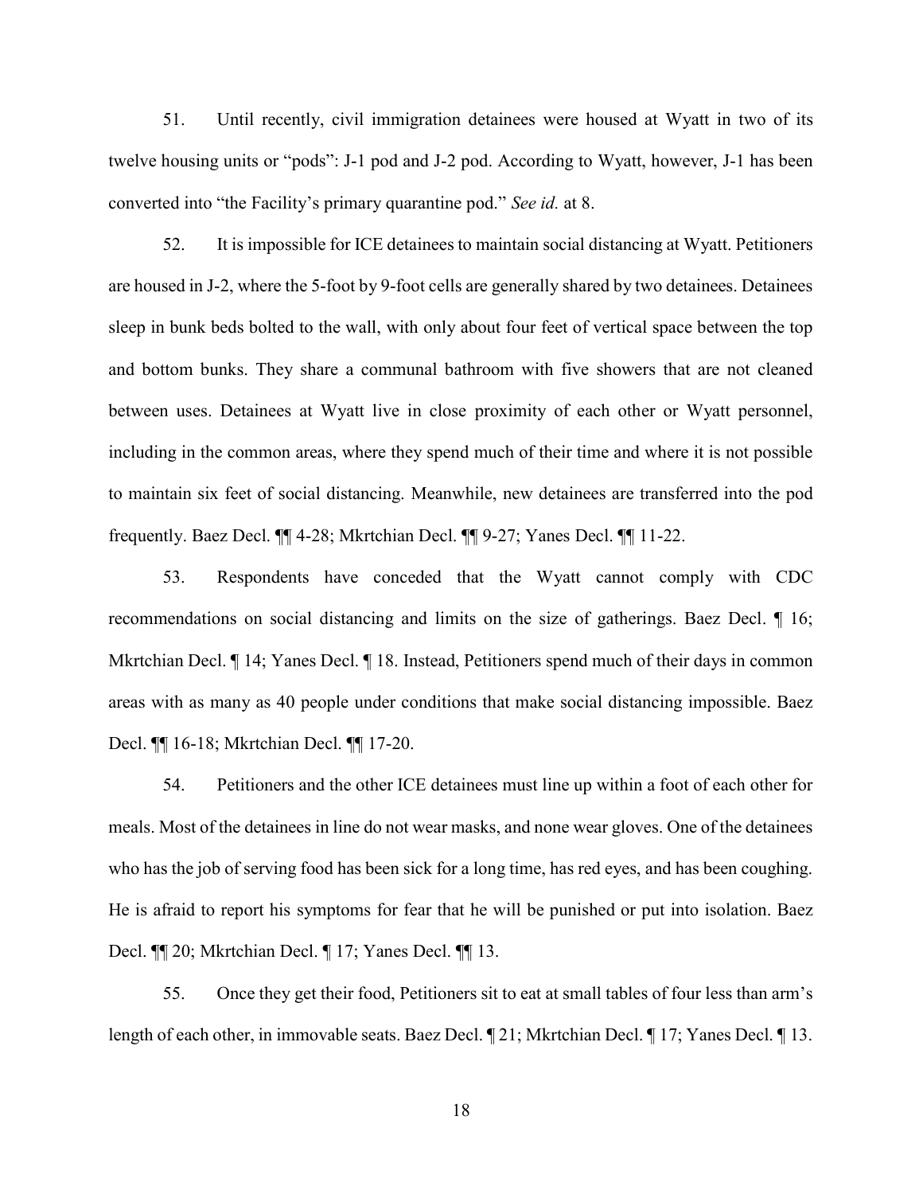51. Until recently, civil immigration detainees were housed at Wyatt in two of its twelve housing units or "pods": J-1 pod and J-2 pod. According to Wyatt, however, J-1 has been converted into "the Facility's primary quarantine pod." *See id.* at 8.

52. It is impossible for ICE detainees to maintain social distancing at Wyatt. Petitioners are housed in J-2, where the 5-foot by 9-foot cells are generally shared by two detainees. Detainees sleep in bunk beds bolted to the wall, with only about four feet of vertical space between the top and bottom bunks. They share a communal bathroom with five showers that are not cleaned between uses. Detainees at Wyatt live in close proximity of each other or Wyatt personnel, including in the common areas, where they spend much of their time and where it is not possible to maintain six feet of social distancing. Meanwhile, new detainees are transferred into the pod frequently. Baez Decl. ¶¶ 4-28; Mkrtchian Decl. ¶¶ 9-27; Yanes Decl. ¶¶ 11-22.

53. Respondents have conceded that the Wyatt cannot comply with CDC recommendations on social distancing and limits on the size of gatherings. Baez Decl. ¶ 16; Mkrtchian Decl. ¶ 14; Yanes Decl. ¶ 18. Instead, Petitioners spend much of their days in common areas with as many as 40 people under conditions that make social distancing impossible. Baez Decl. ¶¶ 16-18; Mkrtchian Decl. ¶¶ 17-20.

54. Petitioners and the other ICE detainees must line up within a foot of each other for meals. Most of the detainees in line do not wear masks, and none wear gloves. One of the detainees who has the job of serving food has been sick for a long time, has red eyes, and has been coughing. He is afraid to report his symptoms for fear that he will be punished or put into isolation. Baez Decl. ¶¶ 20; Mkrtchian Decl. ¶ 17; Yanes Decl. ¶¶ 13.

55. Once they get their food, Petitioners sit to eat at small tables of four less than arm's length of each other, in immovable seats. Baez Decl. ¶ 21; Mkrtchian Decl. ¶ 17; Yanes Decl. ¶ 13.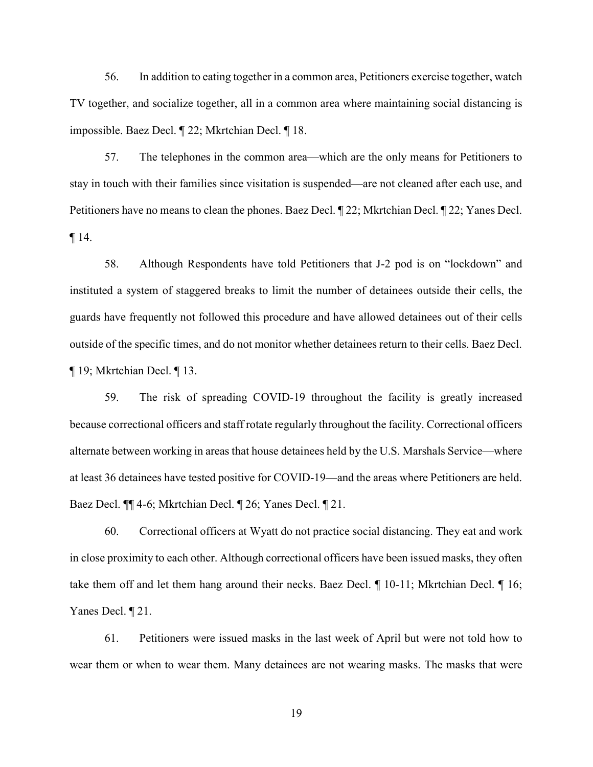56. In addition to eating together in a common area, Petitioners exercise together, watch TV together, and socialize together, all in a common area where maintaining social distancing is impossible. Baez Decl. ¶ 22; Mkrtchian Decl. ¶ 18.

57. The telephones in the common area—which are the only means for Petitioners to stay in touch with their families since visitation is suspended—are not cleaned after each use, and Petitioners have no means to clean the phones. Baez Decl. ¶ 22; Mkrtchian Decl. ¶ 22; Yanes Decl. ¶ 14.

58. Although Respondents have told Petitioners that J-2 pod is on "lockdown" and instituted a system of staggered breaks to limit the number of detainees outside their cells, the guards have frequently not followed this procedure and have allowed detainees out of their cells outside of the specific times, and do not monitor whether detainees return to their cells. Baez Decl. ¶ 19; Mkrtchian Decl. ¶ 13.

59. The risk of spreading COVID-19 throughout the facility is greatly increased because correctional officers and staff rotate regularly throughout the facility. Correctional officers alternate between working in areas that house detainees held by the U.S. Marshals Service—where at least 36 detainees have tested positive for COVID-19—and the areas where Petitioners are held. Baez Decl. ¶¶ 4-6; Mkrtchian Decl. ¶ 26; Yanes Decl. ¶ 21.

60. Correctional officers at Wyatt do not practice social distancing. They eat and work in close proximity to each other. Although correctional officers have been issued masks, they often take them off and let them hang around their necks. Baez Decl. ¶ 10-11; Mkrtchian Decl. ¶ 16; Yanes Decl. ¶ 21.

61. Petitioners were issued masks in the last week of April but were not told how to wear them or when to wear them. Many detainees are not wearing masks. The masks that were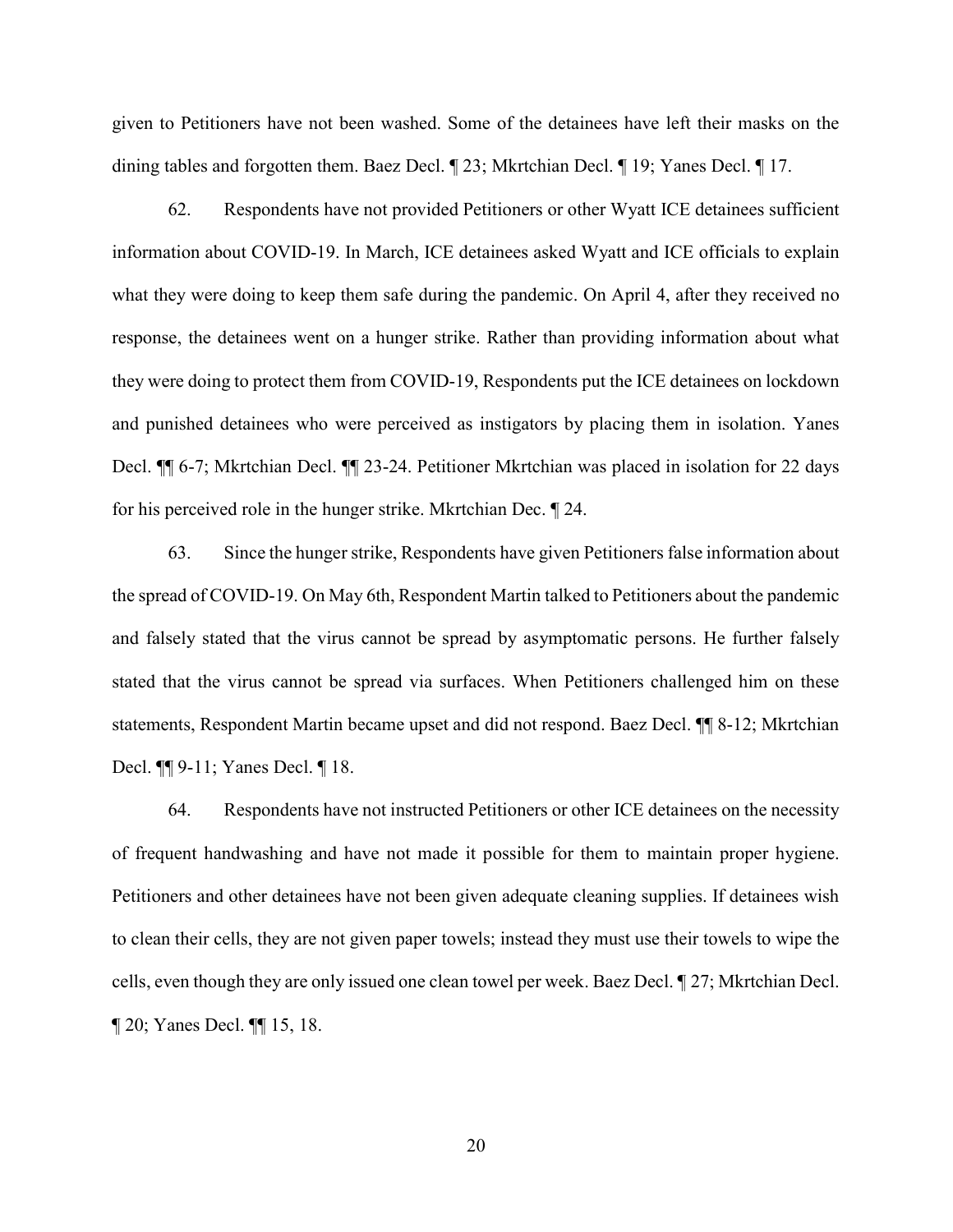given to Petitioners have not been washed. Some of the detainees have left their masks on the dining tables and forgotten them. Baez Decl. ¶ 23; Mkrtchian Decl. ¶ 19; Yanes Decl. ¶ 17.

62. Respondents have not provided Petitioners or other Wyatt ICE detainees sufficient information about COVID-19. In March, ICE detainees asked Wyatt and ICE officials to explain what they were doing to keep them safe during the pandemic. On April 4, after they received no response, the detainees went on a hunger strike. Rather than providing information about what they were doing to protect them from COVID-19, Respondents put the ICE detainees on lockdown and punished detainees who were perceived as instigators by placing them in isolation. Yanes Decl. ¶¶ 6-7; Mkrtchian Decl. ¶¶ 23-24. Petitioner Mkrtchian was placed in isolation for 22 days for his perceived role in the hunger strike. Mkrtchian Dec. ¶ 24.

63. Since the hunger strike, Respondents have given Petitioners false information about the spread of COVID-19. On May 6th, Respondent Martin talked to Petitioners about the pandemic and falsely stated that the virus cannot be spread by asymptomatic persons. He further falsely stated that the virus cannot be spread via surfaces. When Petitioners challenged him on these statements, Respondent Martin became upset and did not respond. Baez Decl. ¶¶ 8-12; Mkrtchian Decl. ¶¶ 9-11; Yanes Decl. ¶ 18.

64. Respondents have not instructed Petitioners or other ICE detainees on the necessity of frequent handwashing and have not made it possible for them to maintain proper hygiene. Petitioners and other detainees have not been given adequate cleaning supplies. If detainees wish to clean their cells, they are not given paper towels; instead they must use their towels to wipe the cells, even though they are only issued one clean towel per week. Baez Decl. ¶ 27; Mkrtchian Decl. ¶ 20; Yanes Decl. ¶¶ 15, 18.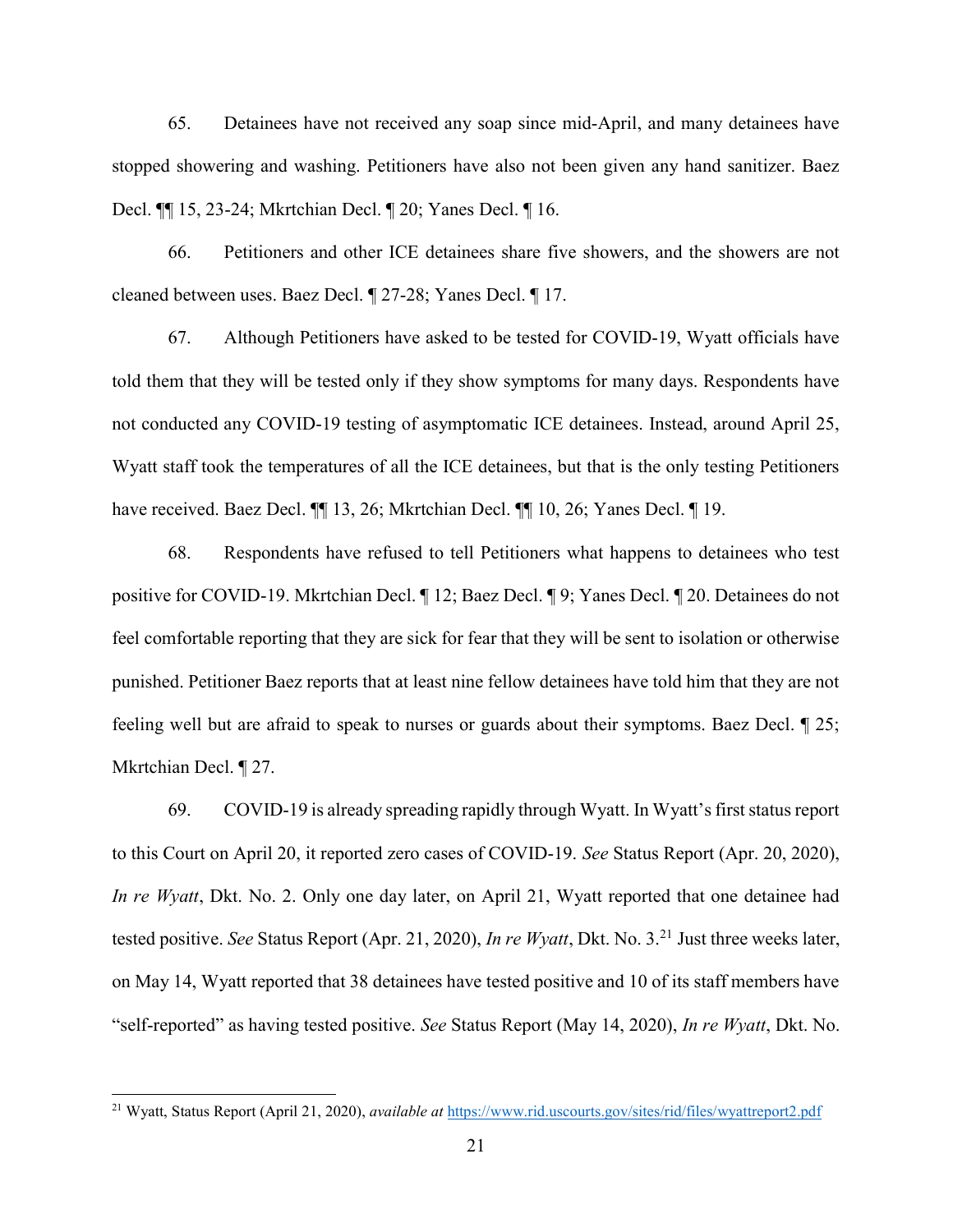65. Detainees have not received any soap since mid-April, and many detainees have stopped showering and washing. Petitioners have also not been given any hand sanitizer. Baez Decl. ¶¶ 15, 23-24; Mkrtchian Decl. ¶ 20; Yanes Decl. ¶ 16.

66. Petitioners and other ICE detainees share five showers, and the showers are not cleaned between uses. Baez Decl. ¶ 27-28; Yanes Decl. ¶ 17.

67. Although Petitioners have asked to be tested for COVID-19, Wyatt officials have told them that they will be tested only if they show symptoms for many days. Respondents have not conducted any COVID-19 testing of asymptomatic ICE detainees. Instead, around April 25, Wyatt staff took the temperatures of all the ICE detainees, but that is the only testing Petitioners have received. Baez Decl. ¶¶ 13, 26; Mkrtchian Decl. ¶¶ 10, 26; Yanes Decl. ¶ 19.

68. Respondents have refused to tell Petitioners what happens to detainees who test positive for COVID-19. Mkrtchian Decl. ¶ 12; Baez Decl. ¶ 9; Yanes Decl. ¶ 20. Detainees do not feel comfortable reporting that they are sick for fear that they will be sent to isolation or otherwise punished. Petitioner Baez reports that at least nine fellow detainees have told him that they are not feeling well but are afraid to speak to nurses or guards about their symptoms. Baez Decl. ¶ 25; Mkrtchian Decl. ¶ 27.

69. COVID-19 is already spreading rapidly through Wyatt. In Wyatt's first status report to this Court on April 20, it reported zero cases of COVID-19. *See* Status Report (Apr. 20, 2020), *In re Wyatt*, Dkt. No. 2. Only one day later, on April 21, Wyatt reported that one detainee had tested positive. *See* Status Report (Apr. 21, 2020), *In re Wyatt*, Dkt. No. 3.[21] Just three weeks later, on May 14, Wyatt reported that 38 detainees have tested positive and 10 of its staff members have "self-reported" as having tested positive. *See* Status Report (May 14, 2020), *In re Wyatt*, Dkt. No.

---

[21] Wyatt, Status Report (April 21, 2020), *available at* https://www.rid.uscourts.gov/sites/rid/files/wyattreport2.pdf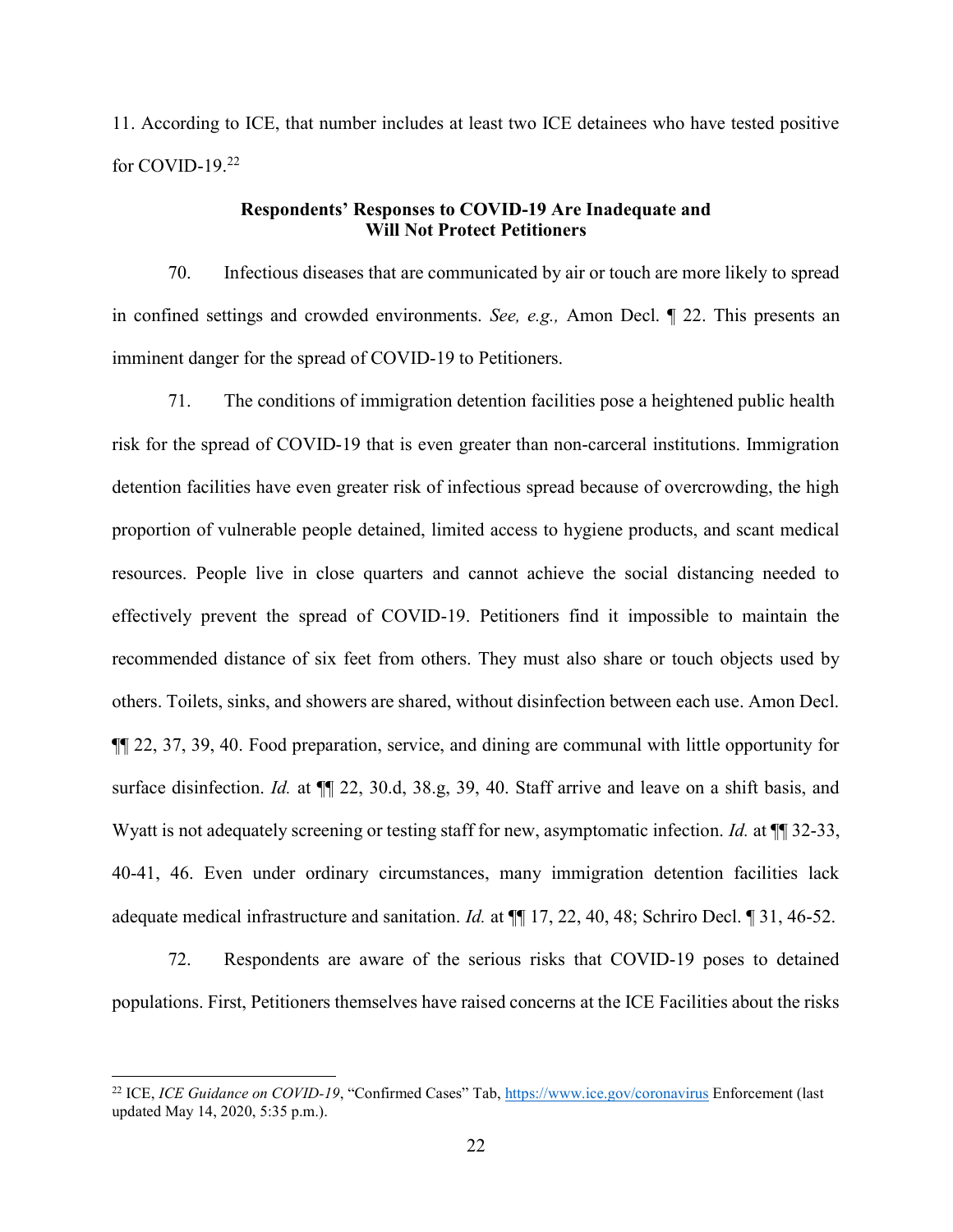11. According to ICE, that number includes at least two ICE detainees who have tested positive for COVID-19.[22]

**Respondents' Responses to COVID-19 Are Inadequate and Will Not Protect Petitioners**

70. Infectious diseases that are communicated by air or touch are more likely to spread in confined settings and crowded environments. *See, e.g.,* Amon Decl. ¶ 22. This presents an imminent danger for the spread of COVID-19 to Petitioners.

71. The conditions of immigration detention facilities pose a heightened public health risk for the spread of COVID-19 that is even greater than non-carceral institutions. Immigration detention facilities have even greater risk of infectious spread because of overcrowding, the high proportion of vulnerable people detained, limited access to hygiene products, and scant medical resources. People live in close quarters and cannot achieve the social distancing needed to effectively prevent the spread of COVID-19. Petitioners find it impossible to maintain the recommended distance of six feet from others. They must also share or touch objects used by others. Toilets, sinks, and showers are shared, without disinfection between each use. Amon Decl. ¶¶ 22, 37, 39, 40. Food preparation, service, and dining are communal with little opportunity for surface disinfection. *Id.* at ¶¶ 22, 30.d, 38.g, 39, 40. Staff arrive and leave on a shift basis, and Wyatt is not adequately screening or testing staff for new, asymptomatic infection. *Id.* at ¶¶ 32-33, 40-41, 46. Even under ordinary circumstances, many immigration detention facilities lack adequate medical infrastructure and sanitation. *Id.* at ¶¶ 17, 22, 40, 48; Schriro Decl. ¶ 31, 46-52.

72. Respondents are aware of the serious risks that COVID-19 poses to detained populations. First, Petitioners themselves have raised concerns at the ICE Facilities about the risks

---

[22] ICE, *ICE Guidance on COVID-19*, "Confirmed Cases" Tab, https://www.ice.gov/coronavirus Enforcement (last updated May 14, 2020, 5:35 p.m.).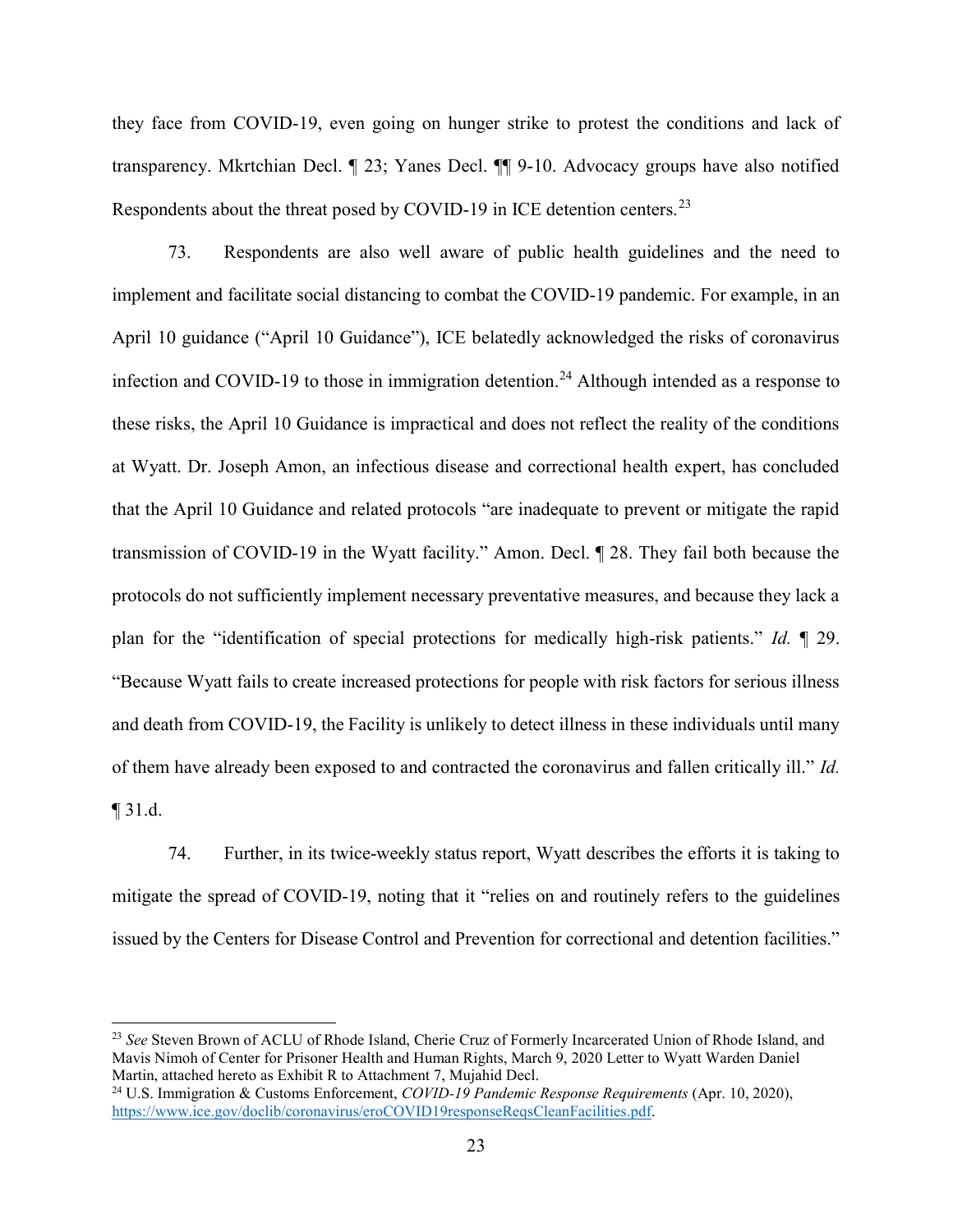they face from COVID-19, even going on hunger strike to protest the conditions and lack of transparency. Mkrtchian Decl. ¶ 23; Yanes Decl. ¶¶ 9-10. Advocacy groups have also notified Respondents about the threat posed by COVID-19 in ICE detention centers.[23]

73. Respondents are also well aware of public health guidelines and the need to implement and facilitate social distancing to combat the COVID-19 pandemic. For example, in an April 10 guidance ("April 10 Guidance"), ICE belatedly acknowledged the risks of coronavirus infection and COVID-19 to those in immigration detention.[24] Although intended as a response to these risks, the April 10 Guidance is impractical and does not reflect the reality of the conditions at Wyatt. Dr. Joseph Amon, an infectious disease and correctional health expert, has concluded that the April 10 Guidance and related protocols "are inadequate to prevent or mitigate the rapid transmission of COVID-19 in the Wyatt facility." Amon. Decl. ¶ 28. They fail both because the protocols do not sufficiently implement necessary preventative measures, and because they lack a plan for the "identification of special protections for medically high-risk patients." *Id.* ¶ 29. "Because Wyatt fails to create increased protections for people with risk factors for serious illness and death from COVID-19, the Facility is unlikely to detect illness in these individuals until many of them have already been exposed to and contracted the coronavirus and fallen critically ill." *Id.* ¶ 31.d.

74. Further, in its twice-weekly status report, Wyatt describes the efforts it is taking to mitigate the spread of COVID-19, noting that it "relies on and routinely refers to the guidelines issued by the Centers for Disease Control and Prevention for correctional and detention facilities."

---

[23] *See* Steven Brown of ACLU of Rhode Island, Cherie Cruz of Formerly Incarcerated Union of Rhode Island, and Mavis Nimoh of Center for Prisoner Health and Human Rights, March 9, 2020 Letter to Wyatt Warden Daniel Martin, attached hereto as Exhibit R to Attachment 7, Mujahid Decl.

[24] U.S. Immigration & Customs Enforcement, *COVID-19 Pandemic Response Requirements* (Apr. 10, 2020), https://www.ice.gov/doclib/coronavirus/eroCOVID19responseReqsCleanFacilities.pdf.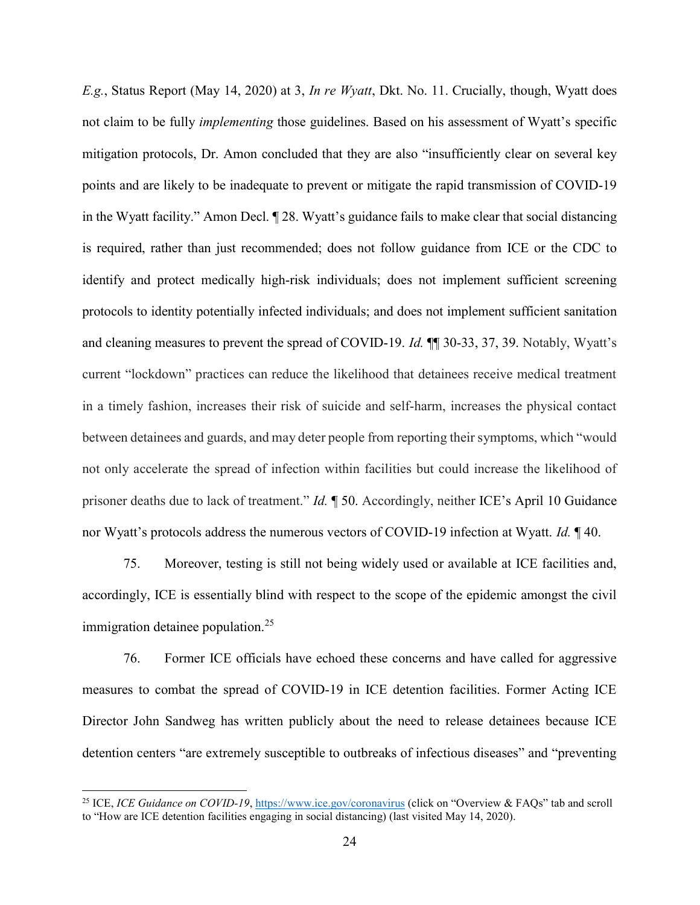*E.g.*, Status Report (May 14, 2020) at 3, *In re Wyatt*, Dkt. No. 11. Crucially, though, Wyatt does not claim to be fully *implementing* those guidelines. Based on his assessment of Wyatt's specific mitigation protocols, Dr. Amon concluded that they are also "insufficiently clear on several key points and are likely to be inadequate to prevent or mitigate the rapid transmission of COVID-19 in the Wyatt facility." Amon Decl. ¶ 28. Wyatt's guidance fails to make clear that social distancing is required, rather than just recommended; does not follow guidance from ICE or the CDC to identify and protect medically high-risk individuals; does not implement sufficient screening protocols to identity potentially infected individuals; and does not implement sufficient sanitation and cleaning measures to prevent the spread of COVID-19. *Id.* ¶¶ 30-33, 37, 39. Notably, Wyatt's current "lockdown" practices can reduce the likelihood that detainees receive medical treatment in a timely fashion, increases their risk of suicide and self-harm, increases the physical contact between detainees and guards, and may deter people from reporting their symptoms, which "would not only accelerate the spread of infection within facilities but could increase the likelihood of prisoner deaths due to lack of treatment." *Id.* ¶ 50. Accordingly, neither ICE's April 10 Guidance nor Wyatt's protocols address the numerous vectors of COVID-19 infection at Wyatt. *Id.* ¶ 40.

75. Moreover, testing is still not being widely used or available at ICE facilities and, accordingly, ICE is essentially blind with respect to the scope of the epidemic amongst the civil immigration detainee population.[25]

76. Former ICE officials have echoed these concerns and have called for aggressive measures to combat the spread of COVID-19 in ICE detention facilities. Former Acting ICE Director John Sandweg has written publicly about the need to release detainees because ICE detention centers "are extremely susceptible to outbreaks of infectious diseases" and "preventing

---

[25] ICE, *ICE Guidance on COVID-19*, https://www.ice.gov/coronavirus (click on "Overview & FAQs" tab and scroll to "How are ICE detention facilities engaging in social distancing) (last visited May 14, 2020).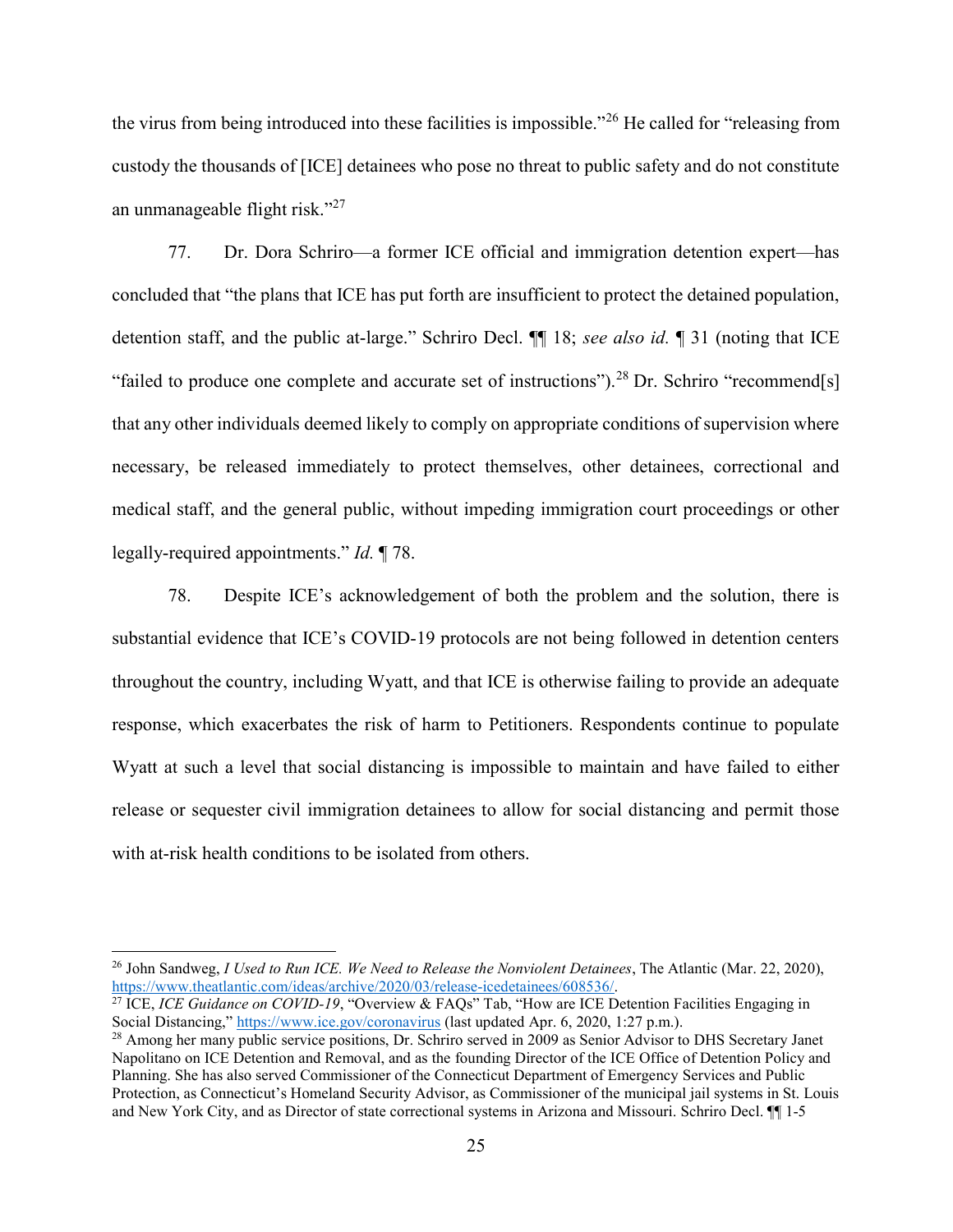the virus from being introduced into these facilities is impossible."[26] He called for "releasing from custody the thousands of [ICE] detainees who pose no threat to public safety and do not constitute an unmanageable flight risk."[27]

77. Dr. Dora Schriro—a former ICE official and immigration detention expert—has concluded that "the plans that ICE has put forth are insufficient to protect the detained population, detention staff, and the public at-large." Schriro Decl. ¶¶ 18; *see also id.* ¶ 31 (noting that ICE "failed to produce one complete and accurate set of instructions").[28] Dr. Schriro "recommend[s] that any other individuals deemed likely to comply on appropriate conditions of supervision where necessary, be released immediately to protect themselves, other detainees, correctional and medical staff, and the general public, without impeding immigration court proceedings or other legally-required appointments." *Id.* ¶ 78.

78. Despite ICE's acknowledgement of both the problem and the solution, there is substantial evidence that ICE's COVID-19 protocols are not being followed in detention centers throughout the country, including Wyatt, and that ICE is otherwise failing to provide an adequate response, which exacerbates the risk of harm to Petitioners. Respondents continue to populate Wyatt at such a level that social distancing is impossible to maintain and have failed to either release or sequester civil immigration detainees to allow for social distancing and permit those with at-risk health conditions to be isolated from others.

---

[26] John Sandweg, *I Used to Run ICE. We Need to Release the Nonviolent Detainees*, The Atlantic (Mar. 22, 2020), https://www.theatlantic.com/ideas/archive/2020/03/release-icedetainees/608536/.

[27] ICE, *ICE Guidance on COVID-19*, "Overview & FAQs" Tab, "How are ICE Detention Facilities Engaging in Social Distancing," https://www.ice.gov/coronavirus (last updated Apr. 6, 2020, 1:27 p.m.).

[28] Among her many public service positions, Dr. Schriro served in 2009 as Senior Advisor to DHS Secretary Janet Napolitano on ICE Detention and Removal, and as the founding Director of the ICE Office of Detention Policy and Planning. She has also served Commissioner of the Connecticut Department of Emergency Services and Public Protection, as Connecticut's Homeland Security Advisor, as Commissioner of the municipal jail systems in St. Louis and New York City, and as Director of state correctional systems in Arizona and Missouri. Schriro Decl. ¶¶ 1-5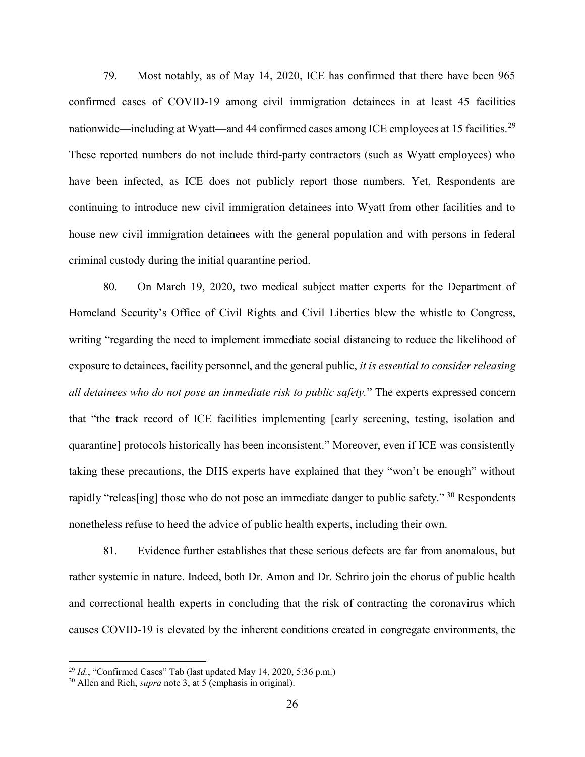79. Most notably, as of May 14, 2020, ICE has confirmed that there have been 965 confirmed cases of COVID-19 among civil immigration detainees in at least 45 facilities nationwide—including at Wyatt—and 44 confirmed cases among ICE employees at 15 facilities.[29] These reported numbers do not include third-party contractors (such as Wyatt employees) who have been infected, as ICE does not publicly report those numbers. Yet, Respondents are continuing to introduce new civil immigration detainees into Wyatt from other facilities and to house new civil immigration detainees with the general population and with persons in federal criminal custody during the initial quarantine period.

80. On March 19, 2020, two medical subject matter experts for the Department of Homeland Security's Office of Civil Rights and Civil Liberties blew the whistle to Congress, writing "regarding the need to implement immediate social distancing to reduce the likelihood of exposure to detainees, facility personnel, and the general public, *it is essential to consider releasing all detainees who do not pose an immediate risk to public safety.*" The experts expressed concern that "the track record of ICE facilities implementing [early screening, testing, isolation and quarantine] protocols historically has been inconsistent." Moreover, even if ICE was consistently taking these precautions, the DHS experts have explained that they "won't be enough" without rapidly "releas[ing] those who do not pose an immediate danger to public safety." [30] Respondents nonetheless refuse to heed the advice of public health experts, including their own.

81. Evidence further establishes that these serious defects are far from anomalous, but rather systemic in nature. Indeed, both Dr. Amon and Dr. Schriro join the chorus of public health and correctional health experts in concluding that the risk of contracting the coronavirus which causes COVID-19 is elevated by the inherent conditions created in congregate environments, the

---

[29] *Id.*, "Confirmed Cases" Tab (last updated May 14, 2020, 5:36 p.m.)

[30] Allen and Rich, *supra* note 3, at 5 (emphasis in original).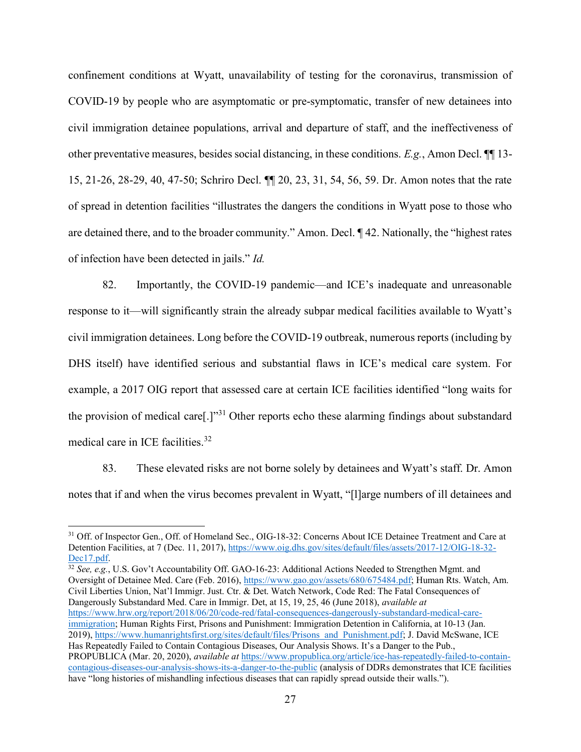confinement conditions at Wyatt, unavailability of testing for the coronavirus, transmission of COVID-19 by people who are asymptomatic or pre-symptomatic, transfer of new detainees into civil immigration detainee populations, arrival and departure of staff, and the ineffectiveness of other preventative measures, besides social distancing, in these conditions. *E.g.*, Amon Decl. ¶¶ 13-15, 21-26, 28-29, 40, 47-50; Schriro Decl. ¶¶ 20, 23, 31, 54, 56, 59. Dr. Amon notes that the rate of spread in detention facilities "illustrates the dangers the conditions in Wyatt pose to those who are detained there, and to the broader community." Amon. Decl. ¶ 42. Nationally, the "highest rates of infection have been detected in jails." *Id.*

82. Importantly, the COVID-19 pandemic—and ICE's inadequate and unreasonable response to it—will significantly strain the already subpar medical facilities available to Wyatt's civil immigration detainees. Long before the COVID-19 outbreak, numerous reports (including by DHS itself) have identified serious and substantial flaws in ICE's medical care system. For example, a 2017 OIG report that assessed care at certain ICE facilities identified "long waits for the provision of medical care[.]"[31] Other reports echo these alarming findings about substandard medical care in ICE facilities.[32]

83. These elevated risks are not borne solely by detainees and Wyatt's staff. Dr. Amon notes that if and when the virus becomes prevalent in Wyatt, "[l]arge numbers of ill detainees and

---

[31] Off. of Inspector Gen., Off. of Homeland Sec., OIG-18-32: Concerns About ICE Detainee Treatment and Care at Detention Facilities, at 7 (Dec. 11, 2017), https://www.oig.dhs.gov/sites/default/files/assets/2017-12/OIG-18-32-Dec17.pdf.

[32] *See, e.g.*, U.S. Gov't Accountability Off. GAO-16-23: Additional Actions Needed to Strengthen Mgmt. and Oversight of Detainee Med. Care (Feb. 2016), https://www.gao.gov/assets/680/675484.pdf; Human Rts. Watch, Am. Civil Liberties Union, Nat'l Immigr. Just. Ctr. & Det. Watch Network, Code Red: The Fatal Consequences of Dangerously Substandard Med. Care in Immigr. Det, at 15, 19, 25, 46 (June 2018), *available at* https://www.hrw.org/report/2018/06/20/code-red/fatal-consequences-dangerously-substandard-medical-care-immigration; Human Rights First, Prisons and Punishment: Immigration Detention in California, at 10-13 (Jan. 2019), https://www.humanrightsfirst.org/sites/default/files/Prisons_and_Punishment.pdf; J. David McSwane, ICE Has Repeatedly Failed to Contain Contagious Diseases, Our Analysis Shows. It's a Danger to the Pub., PROPUBLICA (Mar. 20, 2020), *available at* https://www.propublica.org/article/ice-has-repeatedly-failed-to-contain-contagious-diseases-our-analysis-shows-its-a-danger-to-the-public (analysis of DDRs demonstrates that ICE facilities have "long histories of mishandling infectious diseases that can rapidly spread outside their walls.").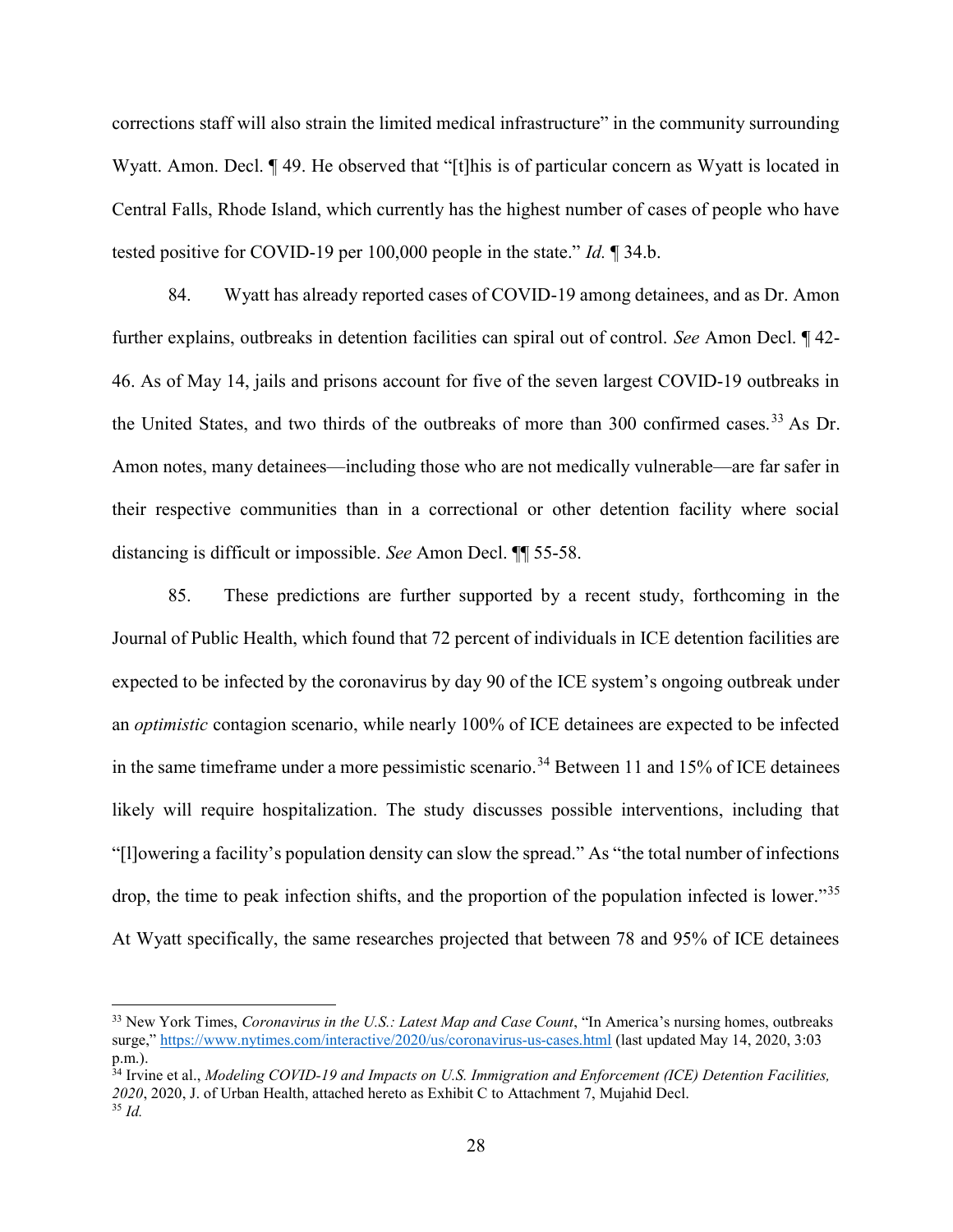corrections staff will also strain the limited medical infrastructure" in the community surrounding Wyatt. Amon. Decl. ¶ 49. He observed that "[t]his is of particular concern as Wyatt is located in Central Falls, Rhode Island, which currently has the highest number of cases of people who have tested positive for COVID-19 per 100,000 people in the state." *Id.* ¶ 34.b.

84. Wyatt has already reported cases of COVID-19 among detainees, and as Dr. Amon further explains, outbreaks in detention facilities can spiral out of control. *See* Amon Decl. ¶ 42-46. As of May 14, jails and prisons account for five of the seven largest COVID-19 outbreaks in the United States, and two thirds of the outbreaks of more than 300 confirmed cases.[33] As Dr. Amon notes, many detainees—including those who are not medically vulnerable—are far safer in their respective communities than in a correctional or other detention facility where social distancing is difficult or impossible. *See* Amon Decl. ¶¶ 55-58.

85. These predictions are further supported by a recent study, forthcoming in the Journal of Public Health, which found that 72 percent of individuals in ICE detention facilities are expected to be infected by the coronavirus by day 90 of the ICE system's ongoing outbreak under an *optimistic* contagion scenario, while nearly 100% of ICE detainees are expected to be infected in the same timeframe under a more pessimistic scenario.[34] Between 11 and 15% of ICE detainees likely will require hospitalization. The study discusses possible interventions, including that "[l]owering a facility's population density can slow the spread." As "the total number of infections drop, the time to peak infection shifts, and the proportion of the population infected is lower."[35] At Wyatt specifically, the same researches projected that between 78 and 95% of ICE detainees

---

[33] New York Times, *Coronavirus in the U.S.: Latest Map and Case Count*, "In America's nursing homes, outbreaks surge," https://www.nytimes.com/interactive/2020/us/coronavirus-us-cases.html (last updated May 14, 2020, 3:03 p.m.).

[34] Irvine et al., *Modeling COVID-19 and Impacts on U.S. Immigration and Enforcement (ICE) Detention Facilities, 2020*, 2020, J. of Urban Health, attached hereto as Exhibit C to Attachment 7, Mujahid Decl.

[35] *Id.*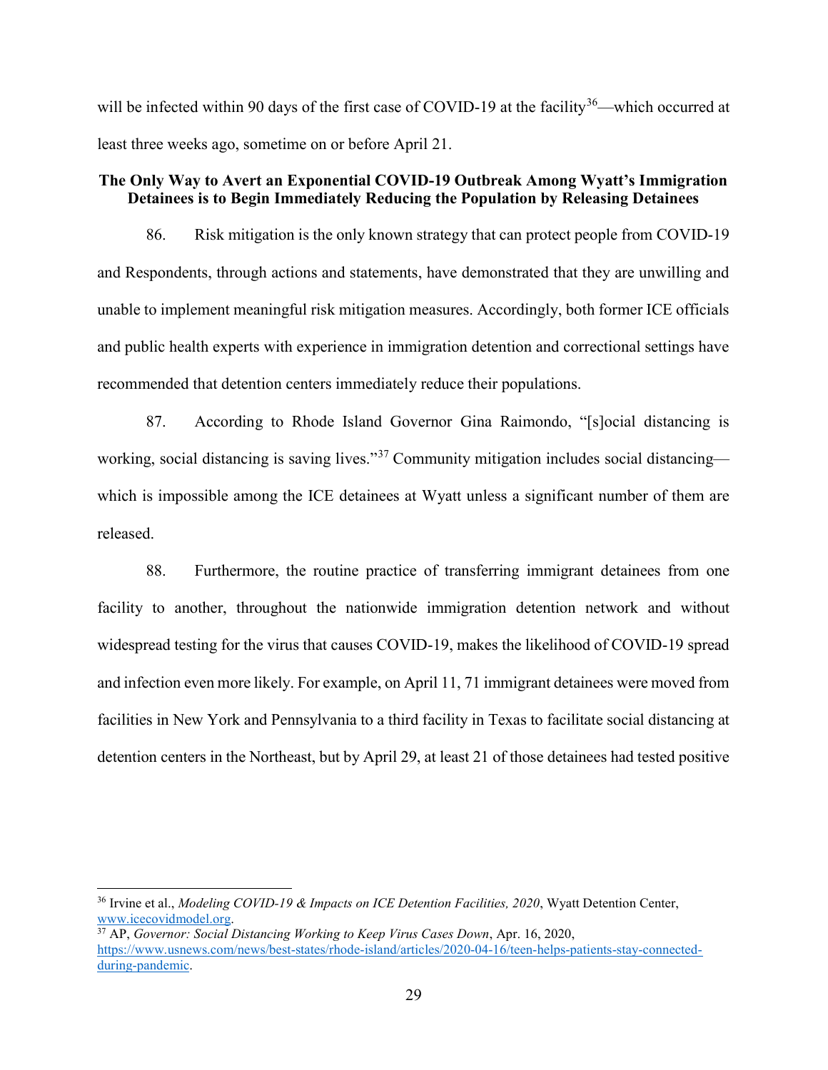will be infected within 90 days of the first case of COVID-19 at the facility[36]—which occurred at least three weeks ago, sometime on or before April 21.

**The Only Way to Avert an Exponential COVID-19 Outbreak Among Wyatt's Immigration Detainees is to Begin Immediately Reducing the Population by Releasing Detainees**

86. Risk mitigation is the only known strategy that can protect people from COVID-19 and Respondents, through actions and statements, have demonstrated that they are unwilling and unable to implement meaningful risk mitigation measures. Accordingly, both former ICE officials and public health experts with experience in immigration detention and correctional settings have recommended that detention centers immediately reduce their populations.

87. According to Rhode Island Governor Gina Raimondo, "[s]ocial distancing is working, social distancing is saving lives."[37] Community mitigation includes social distancing—which is impossible among the ICE detainees at Wyatt unless a significant number of them are released.

88. Furthermore, the routine practice of transferring immigrant detainees from one facility to another, throughout the nationwide immigration detention network and without widespread testing for the virus that causes COVID-19, makes the likelihood of COVID-19 spread and infection even more likely. For example, on April 11, 71 immigrant detainees were moved from facilities in New York and Pennsylvania to a third facility in Texas to facilitate social distancing at detention centers in the Northeast, but by April 29, at least 21 of those detainees had tested positive

---

[36] Irvine et al., *Modeling COVID-19 & Impacts on ICE Detention Facilities, 2020*, Wyatt Detention Center, www.icecovidmodel.org.

[37] AP, *Governor: Social Distancing Working to Keep Virus Cases Down*, Apr. 16, 2020, https://www.usnews.com/news/best-states/rhode-island/articles/2020-04-16/teen-helps-patients-stay-connected-during-pandemic.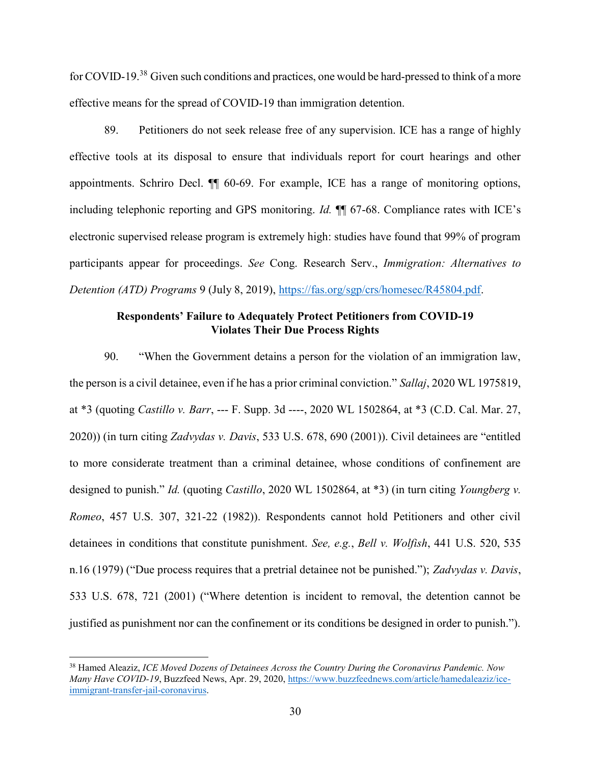for COVID-19.[38] Given such conditions and practices, one would be hard-pressed to think of a more effective means for the spread of COVID-19 than immigration detention.

89. Petitioners do not seek release free of any supervision. ICE has a range of highly effective tools at its disposal to ensure that individuals report for court hearings and other appointments. Schriro Decl. ¶¶ 60-69. For example, ICE has a range of monitoring options, including telephonic reporting and GPS monitoring. *Id.* ¶¶ 67-68. Compliance rates with ICE's electronic supervised release program is extremely high: studies have found that 99% of program participants appear for proceedings. *See* Cong. Research Serv., *Immigration: Alternatives to Detention (ATD) Programs* 9 (July 8, 2019), https://fas.org/sgp/crs/homesec/R45804.pdf.

**Respondents' Failure to Adequately Protect Petitioners from COVID-19 Violates Their Due Process Rights**

90. "When the Government detains a person for the violation of an immigration law, the person is a civil detainee, even if he has a prior criminal conviction." *Sallaj*, 2020 WL 1975819, at *3 (quoting *Castillo v. Barr*, --- F. Supp. 3d ----, 2020 WL 1502864, at *3 (C.D. Cal. Mar. 27, 2020)) (in turn citing *Zadvydas v. Davis*, 533 U.S. 678, 690 (2001)). Civil detainees are "entitled to more considerate treatment than a criminal detainee, whose conditions of confinement are designed to punish." *Id.* (quoting *Castillo*, 2020 WL 1502864, at *3) (in turn citing *Youngberg v. Romeo*, 457 U.S. 307, 321-22 (1982)). Respondents cannot hold Petitioners and other civil detainees in conditions that constitute punishment. *See, e.g.*, *Bell v. Wolfish*, 441 U.S. 520, 535 n.16 (1979) ("Due process requires that a pretrial detainee not be punished."); *Zadvydas v. Davis*, 533 U.S. 678, 721 (2001) ("Where detention is incident to removal, the detention cannot be justified as punishment nor can the confinement or its conditions be designed in order to punish.").

---

[38] Hamed Aleaziz, *ICE Moved Dozens of Detainees Across the Country During the Coronavirus Pandemic. Now Many Have COVID-19*, Buzzfeed News, Apr. 29, 2020, https://www.buzzfeednews.com/article/hamedaleaziz/ice-immigrant-transfer-jail-coronavirus.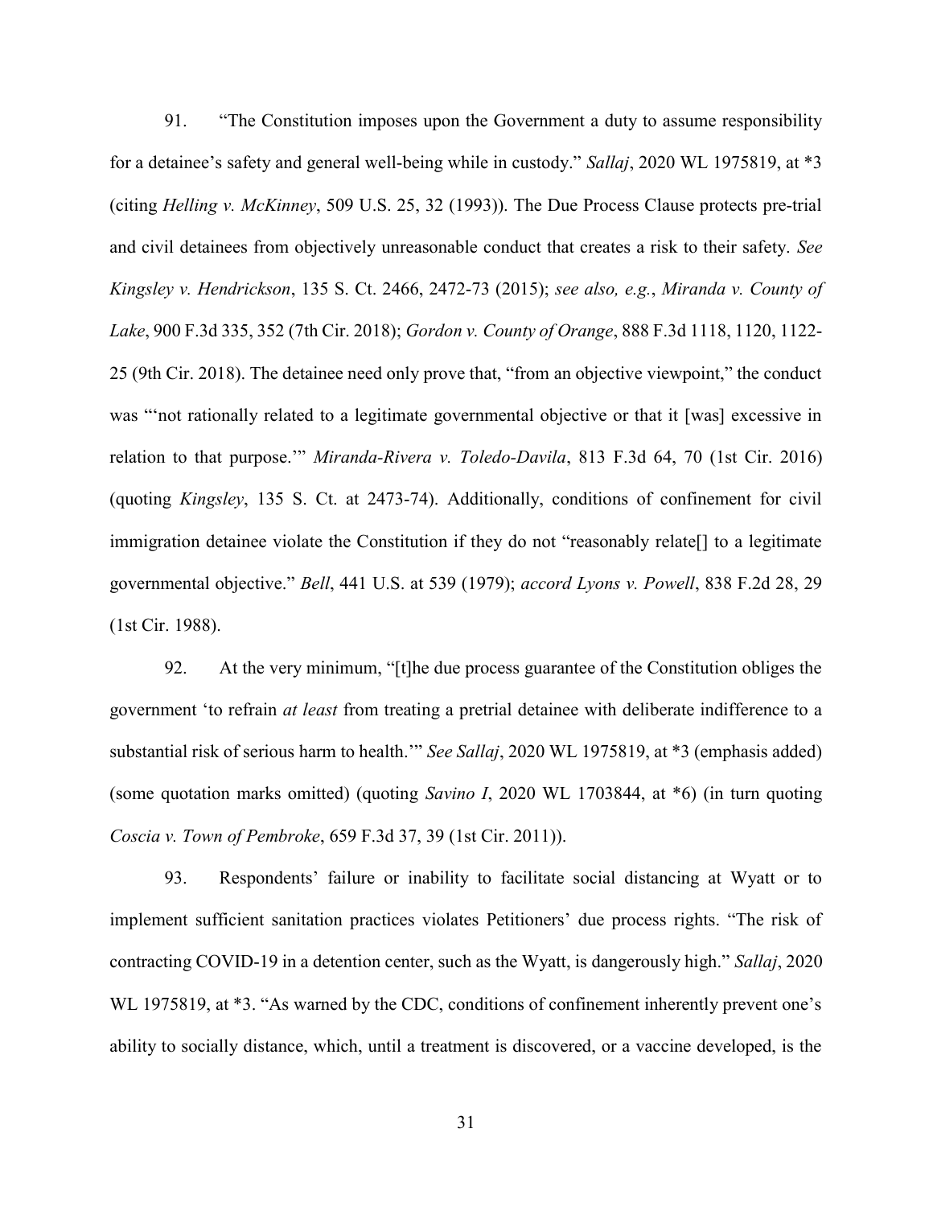91. "The Constitution imposes upon the Government a duty to assume responsibility for a detainee's safety and general well-being while in custody." *Sallaj*, 2020 WL 1975819, at *3 (citing *Helling v. McKinney*, 509 U.S. 25, 32 (1993)). The Due Process Clause protects pre-trial and civil detainees from objectively unreasonable conduct that creates a risk to their safety. *See Kingsley v. Hendrickson*, 135 S. Ct. 2466, 2472-73 (2015); *see also, e.g.*, *Miranda v. County of Lake*, 900 F.3d 335, 352 (7th Cir. 2018); *Gordon v. County of Orange*, 888 F.3d 1118, 1120, 1122-25 (9th Cir. 2018). The detainee need only prove that, "from an objective viewpoint," the conduct was "'not rationally related to a legitimate governmental objective or that it [was] excessive in relation to that purpose.'" *Miranda-Rivera v. Toledo-Davila*, 813 F.3d 64, 70 (1st Cir. 2016) (quoting *Kingsley*, 135 S. Ct. at 2473-74). Additionally, conditions of confinement for civil immigration detainee violate the Constitution if they do not "reasonably relate[] to a legitimate governmental objective." *Bell*, 441 U.S. at 539 (1979); *accord Lyons v. Powell*, 838 F.2d 28, 29 (1st Cir. 1988).

92. At the very minimum, "[t]he due process guarantee of the Constitution obliges the government 'to refrain *at least* from treating a pretrial detainee with deliberate indifference to a substantial risk of serious harm to health.'" *See Sallaj*, 2020 WL 1975819, at *3 (emphasis added) (some quotation marks omitted) (quoting *Savino I*, 2020 WL 1703844, at *6) (in turn quoting *Coscia v. Town of Pembroke*, 659 F.3d 37, 39 (1st Cir. 2011)).

93. Respondents' failure or inability to facilitate social distancing at Wyatt or to implement sufficient sanitation practices violates Petitioners' due process rights. "The risk of contracting COVID-19 in a detention center, such as the Wyatt, is dangerously high." *Sallaj*, 2020 WL 1975819, at *3. "As warned by the CDC, conditions of confinement inherently prevent one's ability to socially distance, which, until a treatment is discovered, or a vaccine developed, is the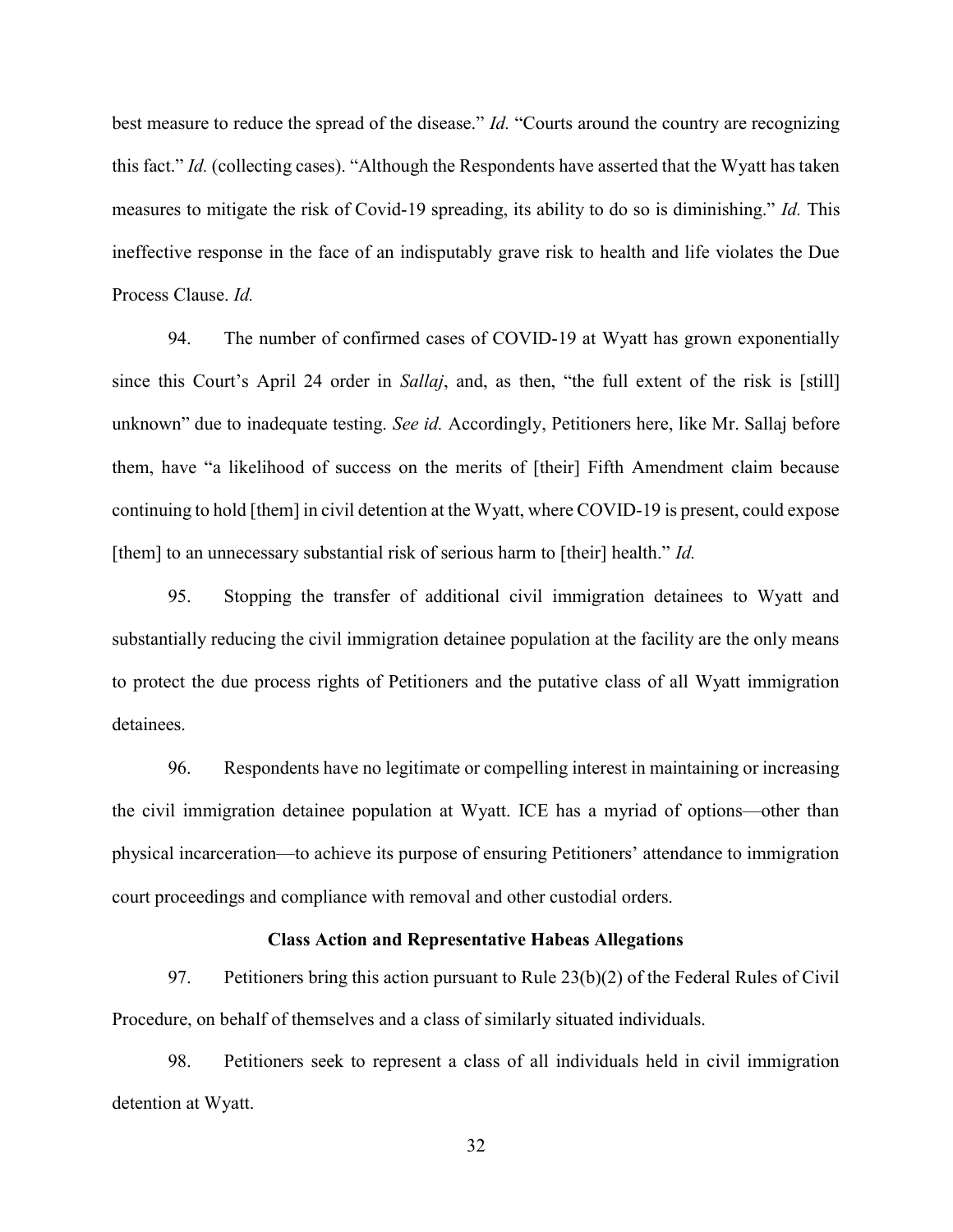best measure to reduce the spread of the disease." *Id.* "Courts around the country are recognizing this fact." *Id.* (collecting cases). "Although the Respondents have asserted that the Wyatt has taken measures to mitigate the risk of Covid-19 spreading, its ability to do so is diminishing." *Id.* This ineffective response in the face of an indisputably grave risk to health and life violates the Due Process Clause. *Id.*

94. The number of confirmed cases of COVID-19 at Wyatt has grown exponentially since this Court's April 24 order in *Sallaj*, and, as then, "the full extent of the risk is [still] unknown" due to inadequate testing. *See id.* Accordingly, Petitioners here, like Mr. Sallaj before them, have "a likelihood of success on the merits of [their] Fifth Amendment claim because continuing to hold [them] in civil detention at the Wyatt, where COVID-19 is present, could expose [them] to an unnecessary substantial risk of serious harm to [their] health." *Id.*

95. Stopping the transfer of additional civil immigration detainees to Wyatt and substantially reducing the civil immigration detainee population at the facility are the only means to protect the due process rights of Petitioners and the putative class of all Wyatt immigration detainees.

96. Respondents have no legitimate or compelling interest in maintaining or increasing the civil immigration detainee population at Wyatt. ICE has a myriad of options—other than physical incarceration—to achieve its purpose of ensuring Petitioners' attendance to immigration court proceedings and compliance with removal and other custodial orders.

**Class Action and Representative Habeas Allegations**

97. Petitioners bring this action pursuant to Rule 23(b)(2) of the Federal Rules of Civil Procedure, on behalf of themselves and a class of similarly situated individuals.

98. Petitioners seek to represent a class of all individuals held in civil immigration detention at Wyatt.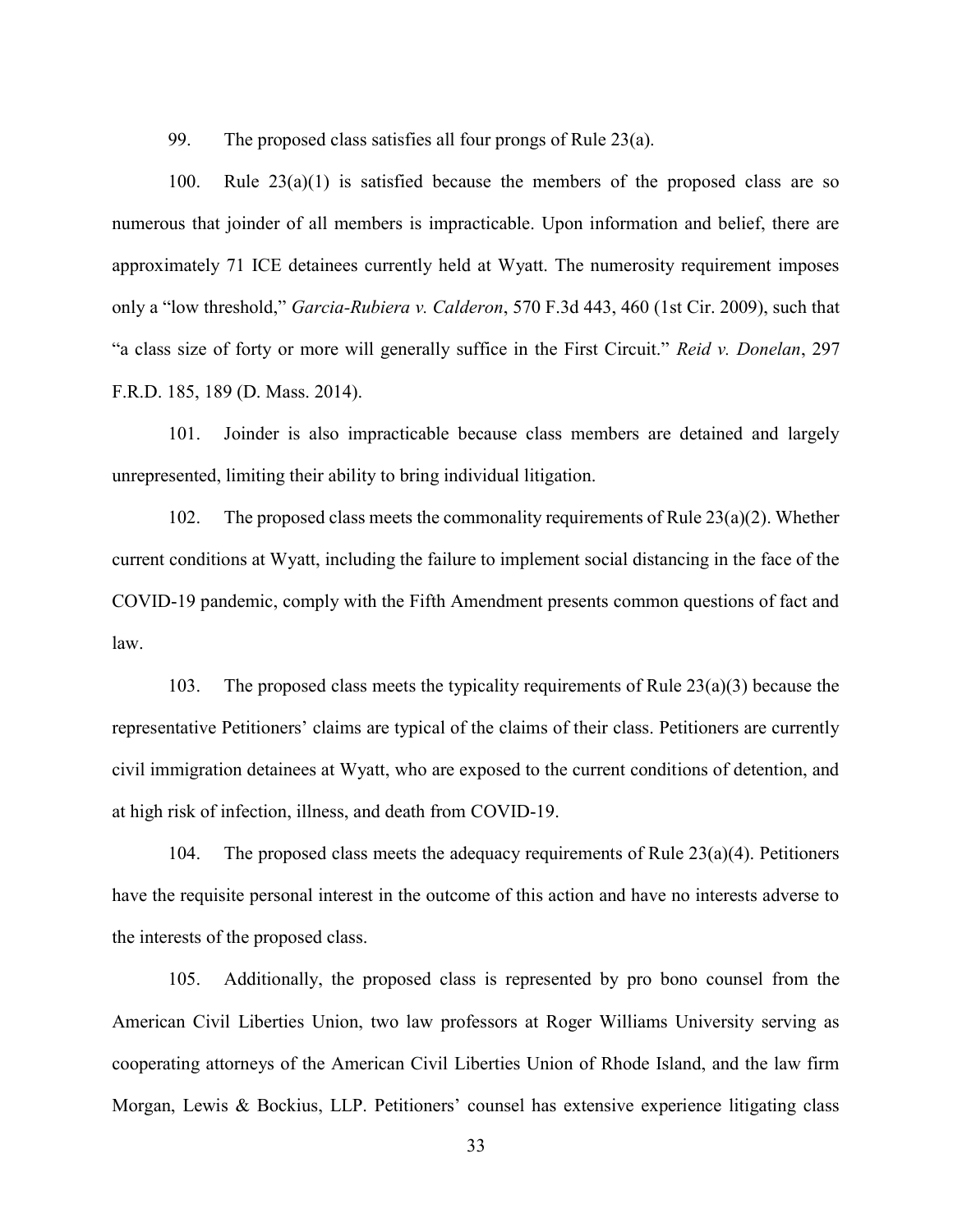99. The proposed class satisfies all four prongs of Rule 23(a).

100. Rule 23(a)(1) is satisfied because the members of the proposed class are so numerous that joinder of all members is impracticable. Upon information and belief, there are approximately 71 ICE detainees currently held at Wyatt. The numerosity requirement imposes only a "low threshold," *Garcia-Rubiera v. Calderon*, 570 F.3d 443, 460 (1st Cir. 2009), such that "a class size of forty or more will generally suffice in the First Circuit." *Reid v. Donelan*, 297 F.R.D. 185, 189 (D. Mass. 2014).

101. Joinder is also impracticable because class members are detained and largely unrepresented, limiting their ability to bring individual litigation.

102. The proposed class meets the commonality requirements of Rule 23(a)(2). Whether current conditions at Wyatt, including the failure to implement social distancing in the face of the COVID-19 pandemic, comply with the Fifth Amendment presents common questions of fact and law.

103. The proposed class meets the typicality requirements of Rule 23(a)(3) because the representative Petitioners' claims are typical of the claims of their class. Petitioners are currently civil immigration detainees at Wyatt, who are exposed to the current conditions of detention, and at high risk of infection, illness, and death from COVID-19.

104. The proposed class meets the adequacy requirements of Rule 23(a)(4). Petitioners have the requisite personal interest in the outcome of this action and have no interests adverse to the interests of the proposed class.

105. Additionally, the proposed class is represented by pro bono counsel from the American Civil Liberties Union, two law professors at Roger Williams University serving as cooperating attorneys of the American Civil Liberties Union of Rhode Island, and the law firm Morgan, Lewis & Bockius, LLP. Petitioners' counsel has extensive experience litigating class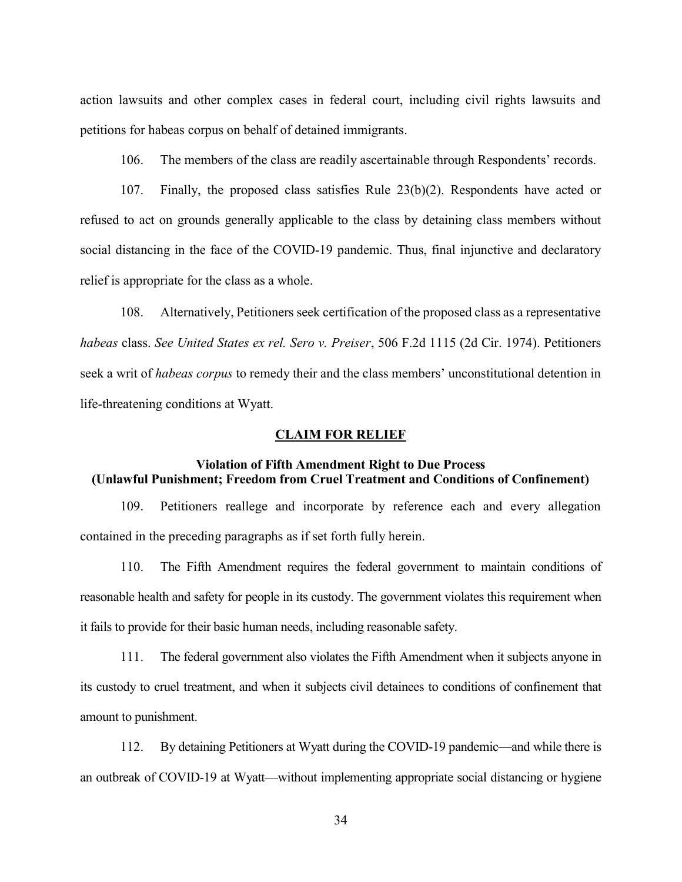action lawsuits and other complex cases in federal court, including civil rights lawsuits and petitions for habeas corpus on behalf of detained immigrants.

106. The members of the class are readily ascertainable through Respondents' records.

107. Finally, the proposed class satisfies Rule 23(b)(2). Respondents have acted or refused to act on grounds generally applicable to the class by detaining class members without social distancing in the face of the COVID-19 pandemic. Thus, final injunctive and declaratory relief is appropriate for the class as a whole.

108. Alternatively, Petitioners seek certification of the proposed class as a representative *habeas* class. *See United States ex rel. Sero v. Preiser*, 506 F.2d 1115 (2d Cir. 1974). Petitioners seek a writ of *habeas corpus* to remedy their and the class members' unconstitutional detention in life-threatening conditions at Wyatt.

## CLAIM FOR RELIEF

### Violation of Fifth Amendment Right to Due Process (Unlawful Punishment; Freedom from Cruel Treatment and Conditions of Confinement)

109. Petitioners reallege and incorporate by reference each and every allegation contained in the preceding paragraphs as if set forth fully herein.

110. The Fifth Amendment requires the federal government to maintain conditions of reasonable health and safety for people in its custody. The government violates this requirement when it fails to provide for their basic human needs, including reasonable safety.

111. The federal government also violates the Fifth Amendment when it subjects anyone in its custody to cruel treatment, and when it subjects civil detainees to conditions of confinement that amount to punishment.

112. By detaining Petitioners at Wyatt during the COVID-19 pandemic—and while there is an outbreak of COVID-19 at Wyatt—without implementing appropriate social distancing or hygiene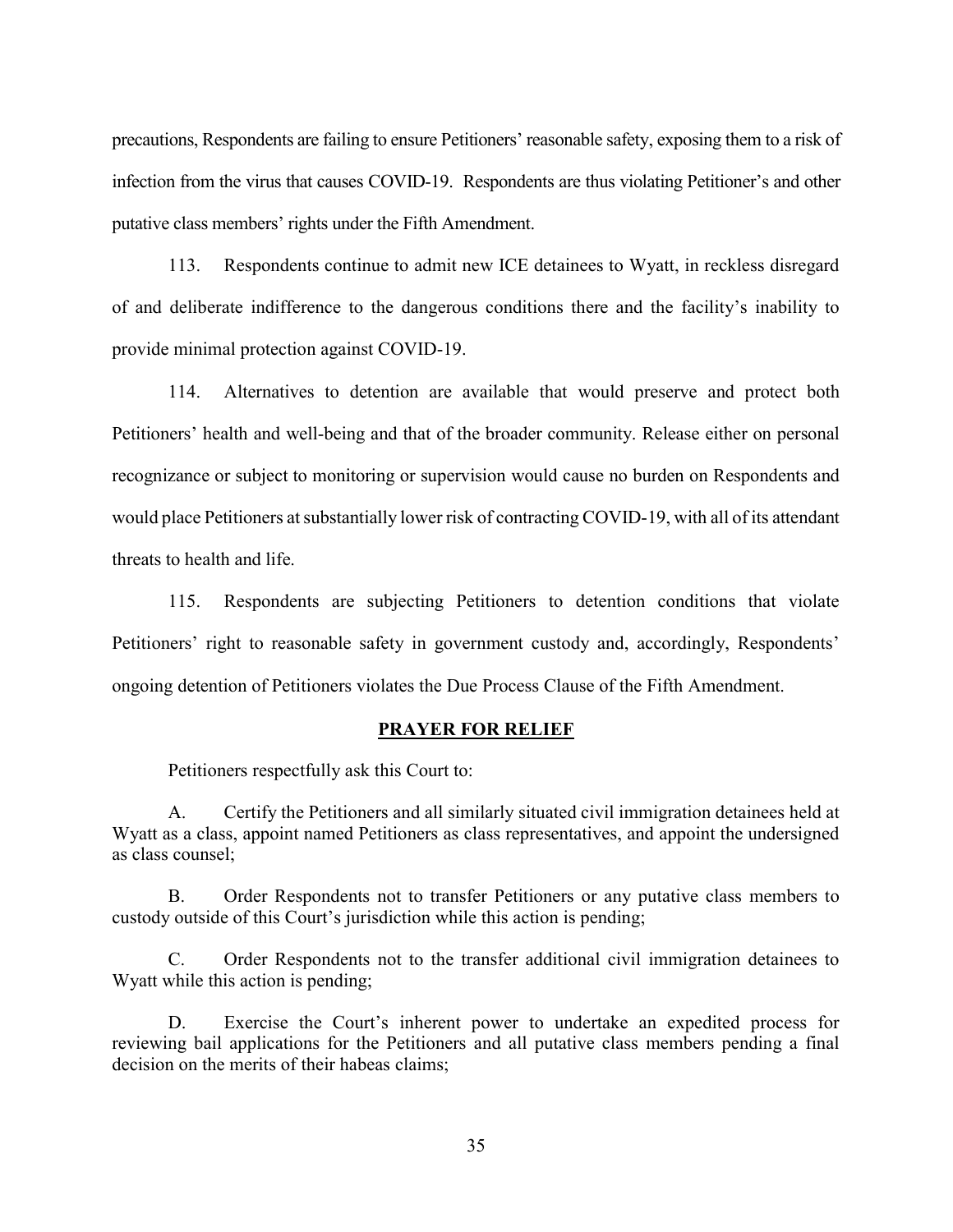precautions, Respondents are failing to ensure Petitioners' reasonable safety, exposing them to a risk of infection from the virus that causes COVID-19. Respondents are thus violating Petitioner's and other putative class members' rights under the Fifth Amendment.

113. Respondents continue to admit new ICE detainees to Wyatt, in reckless disregard of and deliberate indifference to the dangerous conditions there and the facility's inability to provide minimal protection against COVID-19.

114. Alternatives to detention are available that would preserve and protect both Petitioners' health and well-being and that of the broader community. Release either on personal recognizance or subject to monitoring or supervision would cause no burden on Respondents and would place Petitioners at substantially lower risk of contracting COVID-19, with all of its attendant threats to health and life.

115. Respondents are subjecting Petitioners to detention conditions that violate Petitioners' right to reasonable safety in government custody and, accordingly, Respondents' ongoing detention of Petitioners violates the Due Process Clause of the Fifth Amendment.

## PRAYER FOR RELIEF

Petitioners respectfully ask this Court to:

A. Certify the Petitioners and all similarly situated civil immigration detainees held at Wyatt as a class, appoint named Petitioners as class representatives, and appoint the undersigned as class counsel;

B. Order Respondents not to transfer Petitioners or any putative class members to custody outside of this Court's jurisdiction while this action is pending;

C. Order Respondents not to the transfer additional civil immigration detainees to Wyatt while this action is pending;

D. Exercise the Court's inherent power to undertake an expedited process for reviewing bail applications for the Petitioners and all putative class members pending a final decision on the merits of their habeas claims;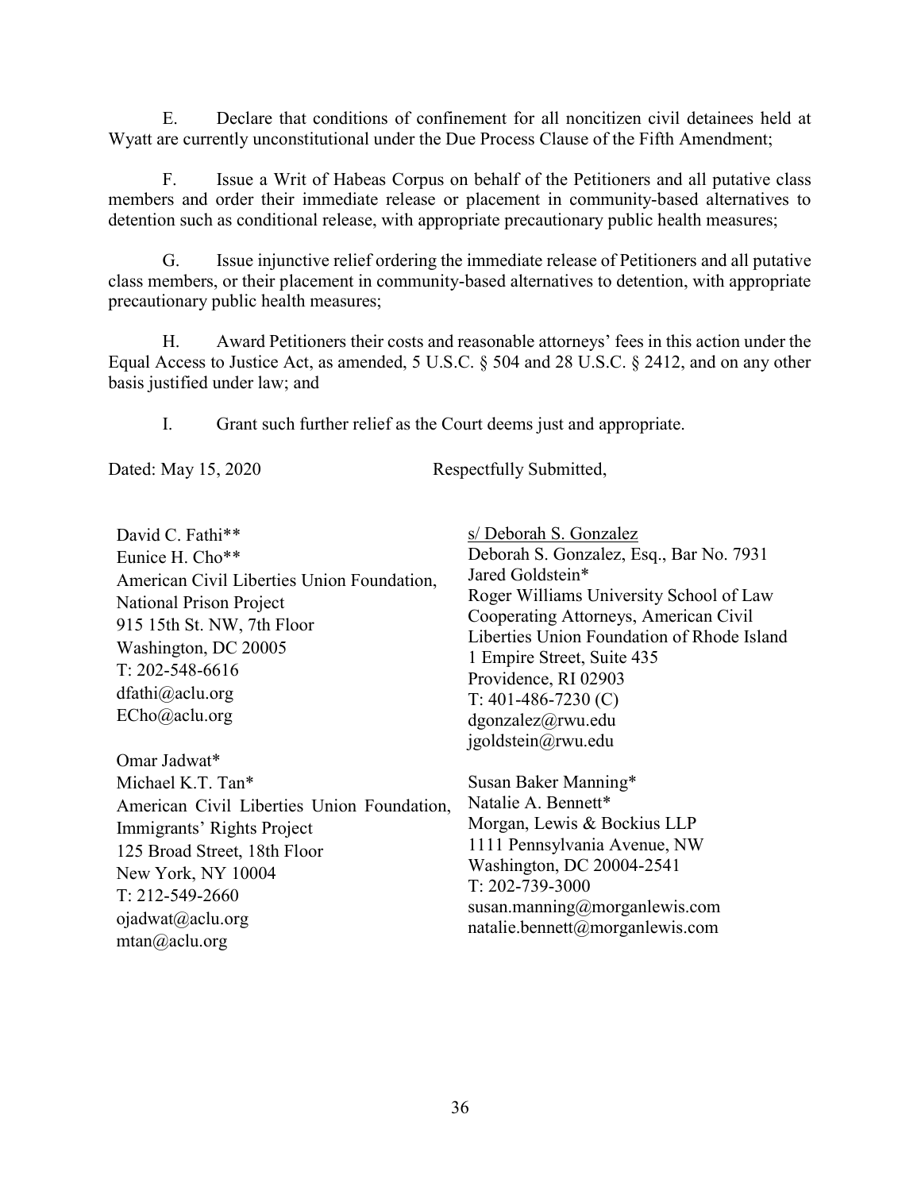E. Declare that conditions of confinement for all noncitizen civil detainees held at Wyatt are currently unconstitutional under the Due Process Clause of the Fifth Amendment;

F. Issue a Writ of Habeas Corpus on behalf of the Petitioners and all putative class members and order their immediate release or placement in community-based alternatives to detention such as conditional release, with appropriate precautionary public health measures;

G. Issue injunctive relief ordering the immediate release of Petitioners and all putative class members, or their placement in community-based alternatives to detention, with appropriate precautionary public health measures;

H. Award Petitioners their costs and reasonable attorneys' fees in this action under the Equal Access to Justice Act, as amended, 5 U.S.C. § 504 and 28 U.S.C. § 2412, and on any other basis justified under law; and

I. Grant such further relief as the Court deems just and appropriate.

Dated: May 15, 2020

Respectfully Submitted,

s/ Deborah S. Gonzalez
Deborah S. Gonzalez, Esq., Bar No. 7931
Jared Goldstein*
Roger Williams University School of Law
Cooperating Attorneys, American Civil Liberties Union Foundation of Rhode Island
1 Empire Street, Suite 435
Providence, RI 02903
T: 401-486-7230 (C)
dgonzalez@rwu.edu
jgoldstein@rwu.edu

David C. Fathi**
Eunice H. Cho**
American Civil Liberties Union Foundation, National Prison Project
915 15th St. NW, 7th Floor
Washington, DC 20005
T: 202-548-6616
dfathi@aclu.org
ECho@aclu.org

Omar Jadwat*
Michael K.T. Tan*
American Civil Liberties Union Foundation, Immigrants' Rights Project
125 Broad Street, 18th Floor
New York, NY 10004
T: 212-549-2660
ojadwat@aclu.org
mtan@aclu.org

Susan Baker Manning*
Natalie A. Bennett*
Morgan, Lewis & Bockius LLP
1111 Pennsylvania Avenue, NW
Washington, DC 20004-2541
T: 202-739-3000
susan.manning@morganlewis.com
natalie.bennett@morganlewis.com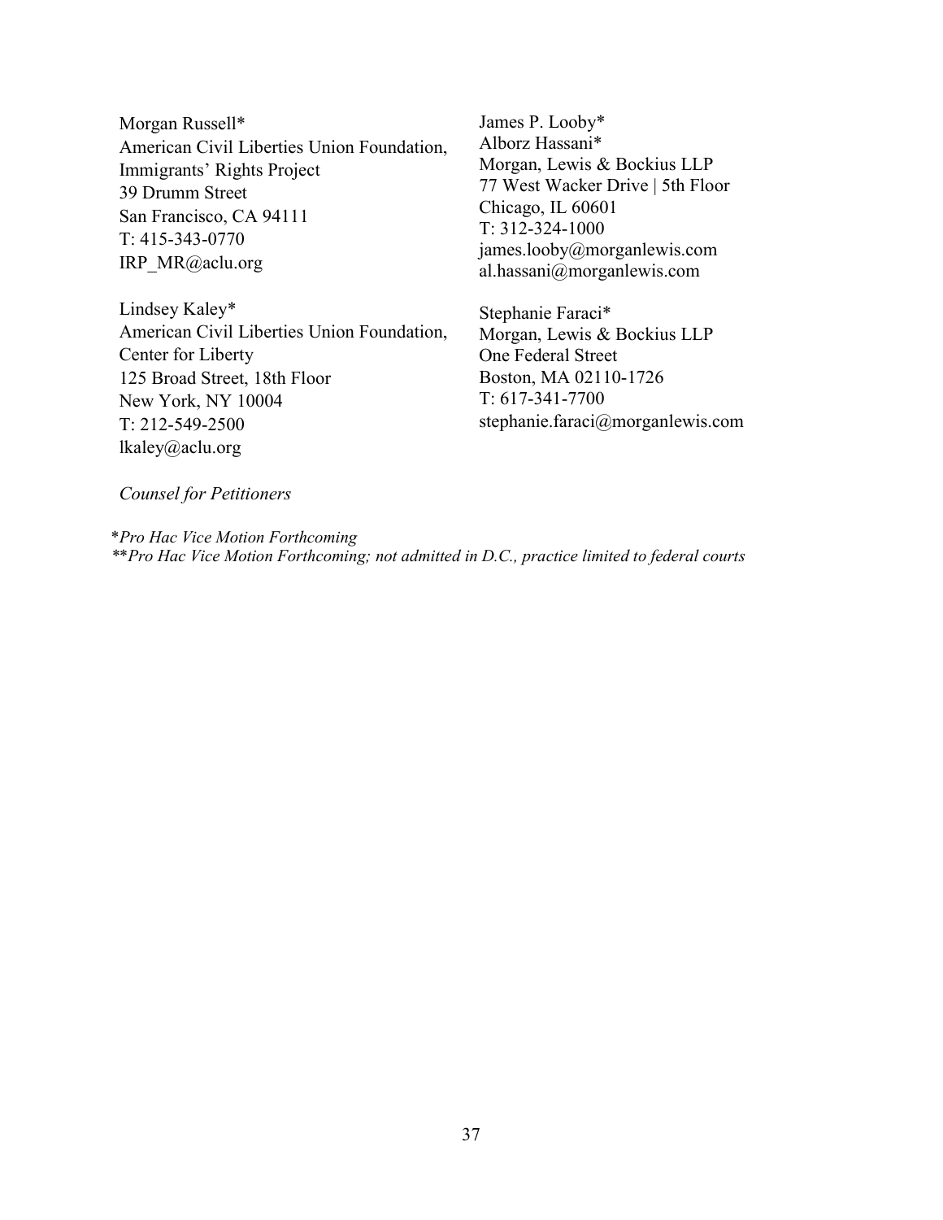Morgan Russell*
American Civil Liberties Union Foundation,
Immigrants' Rights Project
39 Drumm Street
San Francisco, CA 94111
T: 415-343-0770
IRP_MR@aclu.org

Lindsey Kaley*
American Civil Liberties Union Foundation,
Center for Liberty
125 Broad Street, 18th Floor
New York, NY 10004
T: 212-549-2500
lkaley@aclu.org

James P. Looby*
Alborz Hassani*
Morgan, Lewis & Bockius LLP
77 West Wacker Drive | 5th Floor
Chicago, IL 60601
T: 312-324-1000
james.looby@morganlewis.com
al.hassani@morganlewis.com

Stephanie Faraci*
Morgan, Lewis & Bockius LLP
One Federal Street
Boston, MA 02110-1726
T: 617-341-7700
stephanie.faraci@morganlewis.com

*Counsel for Petitioners*

**Pro Hac Vice Motion Forthcoming*
***Pro Hac Vice Motion Forthcoming; not admitted in D.C., practice limited to federal courts*